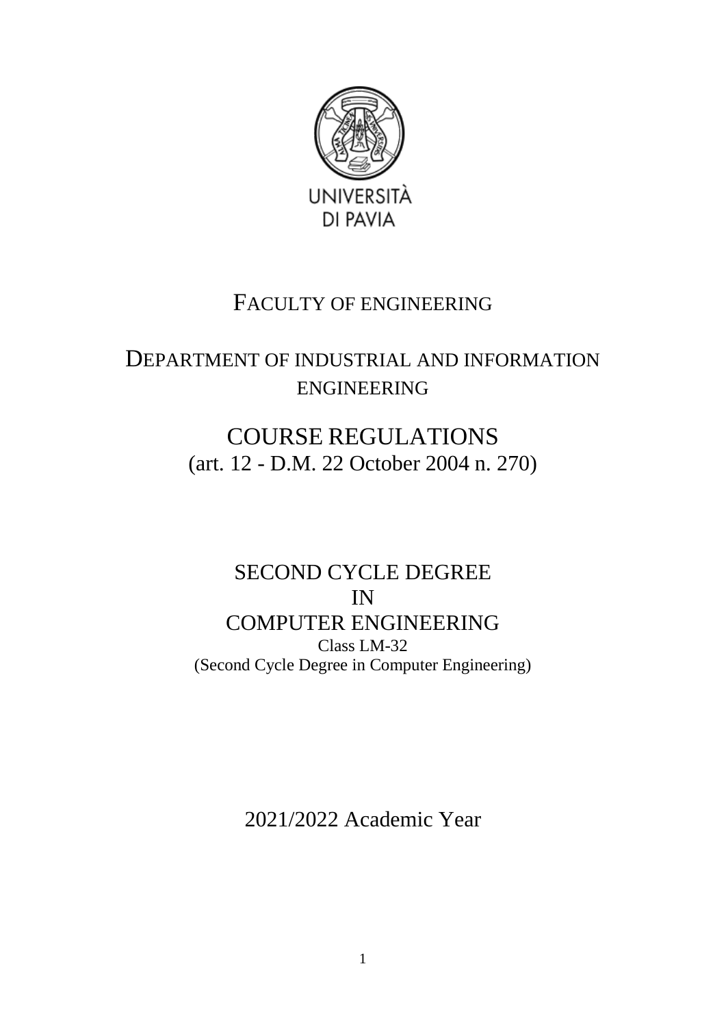UNIVERSITÀ DI PAVIA

# FACULTY OF ENGINEERING

## DEPARTMENT OF INDUSTRIAL AND INFORMATION ENGINEERING

# COURSE REGULATIONS

(art. 12 - D.M. 22 October 2004 n. 270)

## SECOND CYCLE DEGREE IN COMPUTER ENGINEERING

Class LM-32

(Second Cycle Degree in Computer Engineering)

2021/2022 Academic Year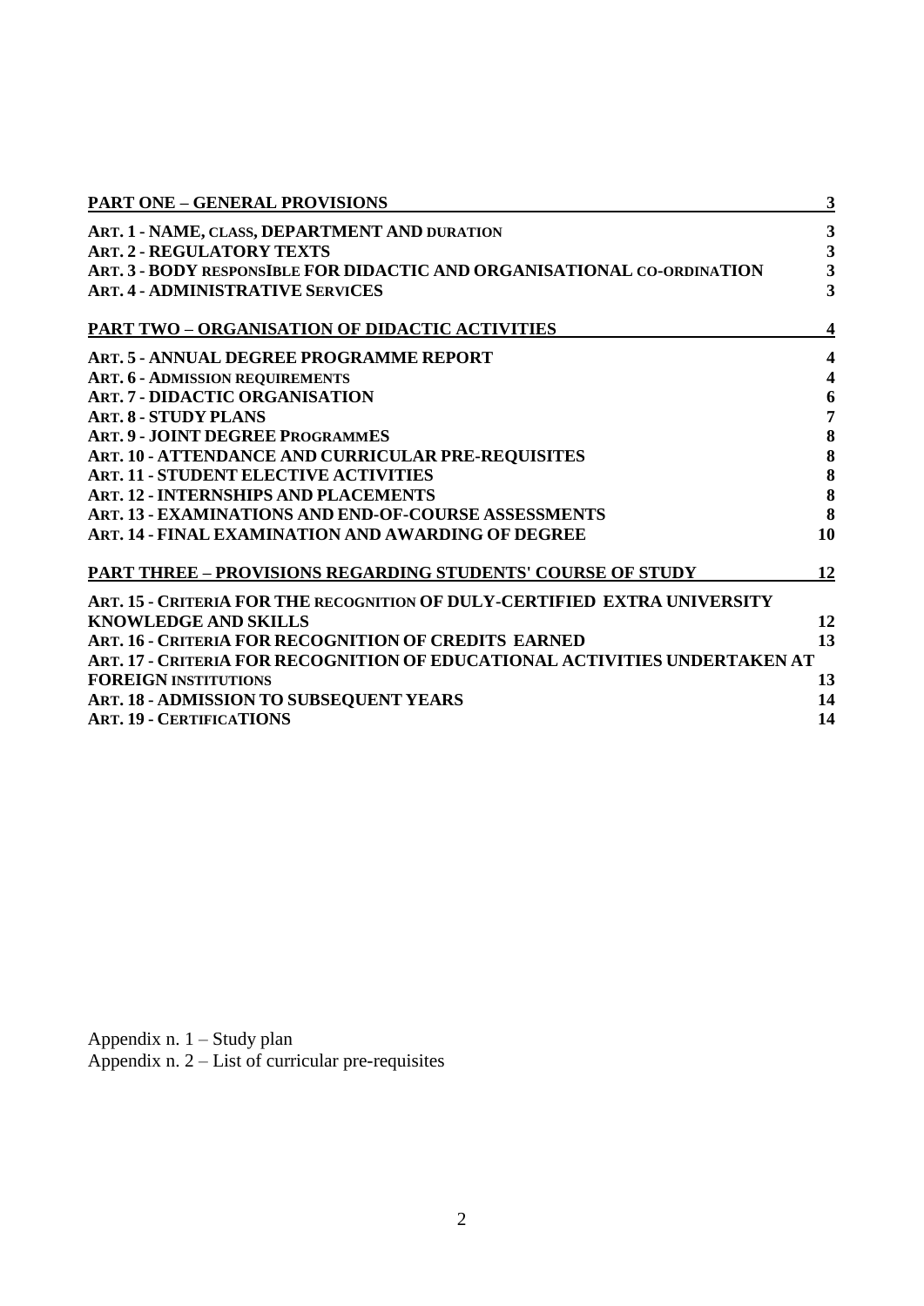| | |
|---|---|
| **PART ONE – GENERAL PROVISIONS** | **3** |
| **ART. 1 - NAME, CLASS, DEPARTMENT AND DURATION** | **3** |
| **ART. 2 - REGULATORY TEXTS** | **3** |
| **ART. 3 - BODY RESPONSIBLE FOR DIDACTIC AND ORGANISATIONAL CO-ORDINATION** | **3** |
| **ART. 4 - ADMINISTRATIVE SERVICES** | **3** |
| **PART TWO – ORGANISATION OF DIDACTIC ACTIVITIES** | **4** |
| **ART. 5 - ANNUAL DEGREE PROGRAMME REPORT** | **4** |
| **ART. 6 - ADMISSION REQUIREMENTS** | **4** |
| **ART. 7 - DIDACTIC ORGANISATION** | **6** |
| **ART. 8 - STUDY PLANS** | **7** |
| **ART. 9 - JOINT DEGREE PROGRAMMES** | **8** |
| **ART. 10 - ATTENDANCE AND CURRICULAR PRE-REQUISITES** | **8** |
| **ART. 11 - STUDENT ELECTIVE ACTIVITIES** | **8** |
| **ART. 12 - INTERNSHIPS AND PLACEMENTS** | **8** |
| **ART. 13 - EXAMINATIONS AND END-OF-COURSE ASSESSMENTS** | **8** |
| **ART. 14 - FINAL EXAMINATION AND AWARDING OF DEGREE** | **10** |
| **PART THREE – PROVISIONS REGARDING STUDENTS' COURSE OF STUDY** | **12** |
| **ART. 15 - CRITERIA FOR THE RECOGNITION OF DULY-CERTIFIED EXTRA UNIVERSITY KNOWLEDGE AND SKILLS** | **12** |
| **ART. 16 - CRITERIA FOR RECOGNITION OF CREDITS EARNED** | **13** |
| **ART. 17 - CRITERIA FOR RECOGNITION OF EDUCATIONAL ACTIVITIES UNDERTAKEN AT FOREIGN INSTITUTIONS** | **13** |
| **ART. 18 - ADMISSION TO SUBSEQUENT YEARS** | **14** |
| **ART. 19 - CERTIFICATIONS** | **14** |

Appendix n. 1 – Study plan
Appendix n. 2 – List of curricular pre-requisites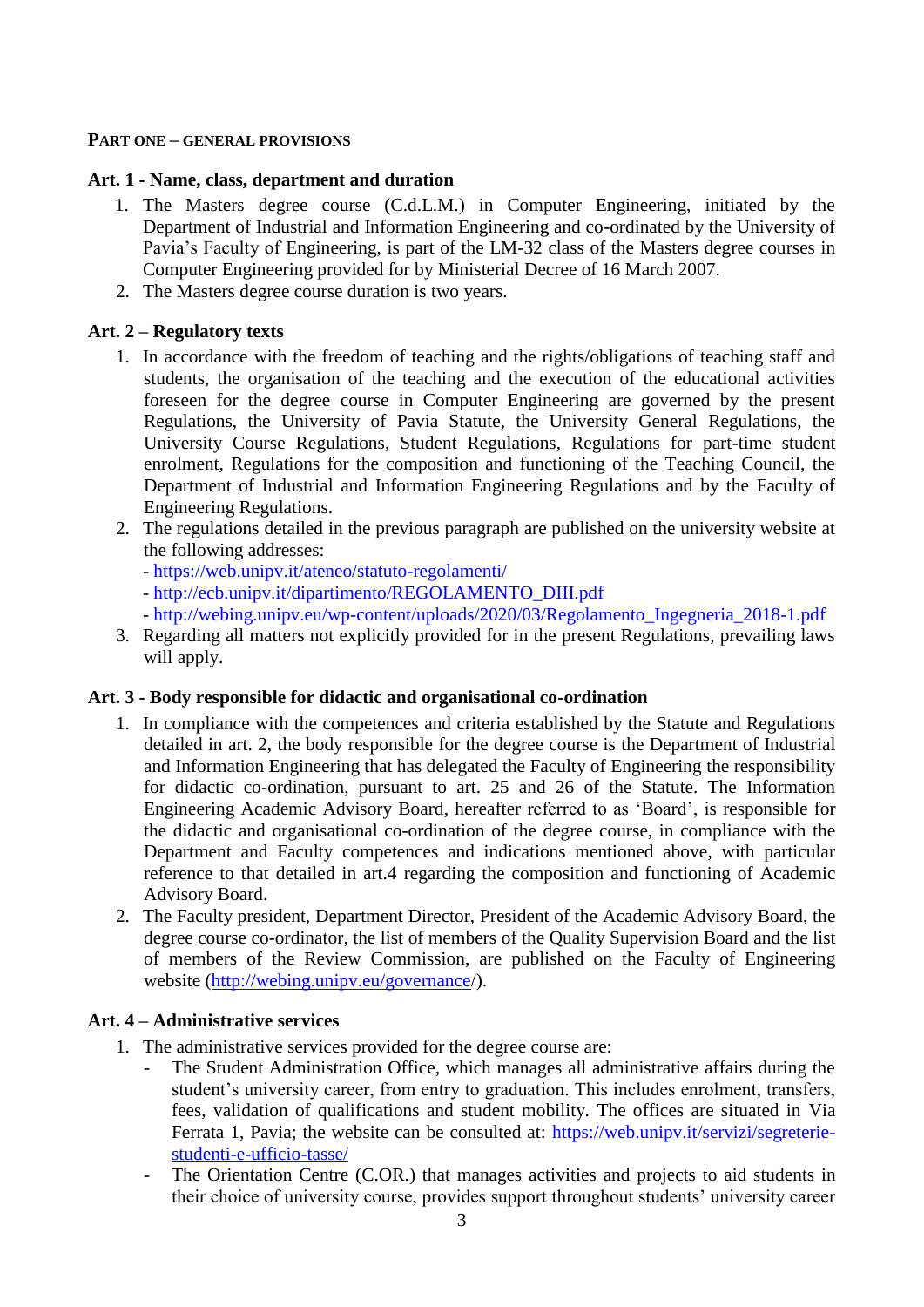**PART ONE – GENERAL PROVISIONS**

### Art. 1 - Name, class, department and duration

1. The Masters degree course (C.d.L.M.) in Computer Engineering, initiated by the Department of Industrial and Information Engineering and co-ordinated by the University of Pavia's Faculty of Engineering, is part of the LM-32 class of the Masters degree courses in Computer Engineering provided for by Ministerial Decree of 16 March 2007.
2. The Masters degree course duration is two years.

### Art. 2 – Regulatory texts

1. In accordance with the freedom of teaching and the rights/obligations of teaching staff and students, the organisation of the teaching and the execution of the educational activities foreseen for the degree course in Computer Engineering are governed by the present Regulations, the University of Pavia Statute, the University General Regulations, the University Course Regulations, Student Regulations, Regulations for part-time student enrolment, Regulations for the composition and functioning of the Teaching Council, the Department of Industrial and Information Engineering Regulations and by the Faculty of Engineering Regulations.
2. The regulations detailed in the previous paragraph are published on the university website at the following addresses:
   - https://web.unipv.it/ateneo/statuto-regolamenti/
   - http://ecb.unipv.it/dipartimento/REGOLAMENTO_DIII.pdf
   - http://webing.unipv.eu/wp-content/uploads/2020/03/Regolamento_Ingegneria_2018-1.pdf
3. Regarding all matters not explicitly provided for in the present Regulations, prevailing laws will apply.

### Art. 3 - Body responsible for didactic and organisational co-ordination

1. In compliance with the competences and criteria established by the Statute and Regulations detailed in art. 2, the body responsible for the degree course is the Department of Industrial and Information Engineering that has delegated the Faculty of Engineering the responsibility for didactic co-ordination, pursuant to art. 25 and 26 of the Statute. The Information Engineering Academic Advisory Board, hereafter referred to as 'Board', is responsible for the didactic and organisational co-ordination of the degree course, in compliance with the Department and Faculty competences and indications mentioned above, with particular reference to that detailed in art.4 regarding the composition and functioning of Academic Advisory Board.
2. The Faculty president, Department Director, President of the Academic Advisory Board, the degree course co-ordinator, the list of members of the Quality Supervision Board and the list of members of the Review Commission, are published on the Faculty of Engineering website (http://webing.unipv.eu/governance/).

### Art. 4 – Administrative services

1. The administrative services provided for the degree course are:
   - The Student Administration Office, which manages all administrative affairs during the student's university career, from entry to graduation. This includes enrolment, transfers, fees, validation of qualifications and student mobility. The offices are situated in Via Ferrata 1, Pavia; the website can be consulted at: https://web.unipv.it/servizi/segreterie-studenti-e-ufficio-tasse/
   - The Orientation Centre (C.OR.) that manages activities and projects to aid students in their choice of university course, provides support throughout students' university career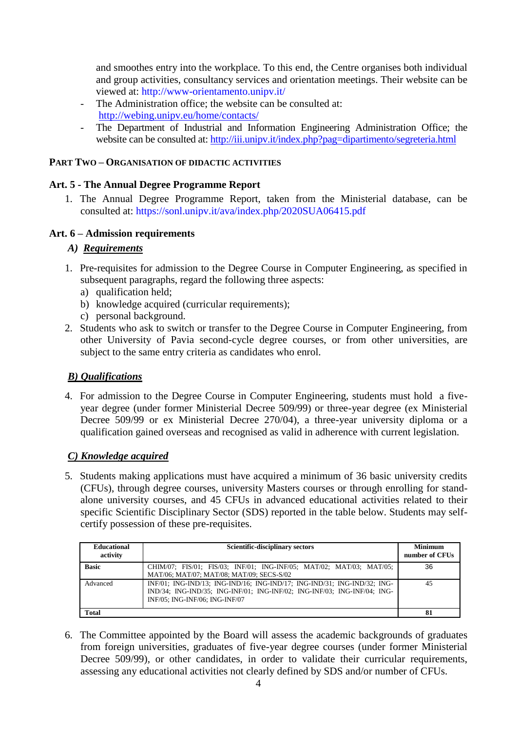and smoothes entry into the workplace. To this end, the Centre organises both individual and group activities, consultancy services and orientation meetings. Their website can be viewed at: http://www-orientamento.unipv.it/

- The Administration office; the website can be consulted at: http://webing.unipv.eu/home/contacts/
- The Department of Industrial and Information Engineering Administration Office; the website can be consulted at: http://iii.unipv.it/index.php?pag=dipartimento/segreteria.html

## PART TWO – ORGANISATION OF DIDACTIC ACTIVITIES

### Art. 5 - The Annual Degree Programme Report

1. The Annual Degree Programme Report, taken from the Ministerial database, can be consulted at: https://sonl.unipv.it/ava/index.php/2020SUA06415.pdf

### Art. 6 – Admission requirements

***A) Requirements***

1. Pre-requisites for admission to the Degree Course in Computer Engineering, as specified in subsequent paragraphs, regard the following three aspects:
   a) qualification held;
   b) knowledge acquired (curricular requirements);
   c) personal background.
2. Students who ask to switch or transfer to the Degree Course in Computer Engineering, from other University of Pavia second-cycle degree courses, or from other universities, are subject to the same entry criteria as candidates who enrol.

***B) Qualifications***

4. For admission to the Degree Course in Computer Engineering, students must hold a five-year degree (under former Ministerial Decree 509/99) or three-year degree (ex Ministerial Decree 509/99 or ex Ministerial Decree 270/04), a three-year university diploma or a qualification gained overseas and recognised as valid in adherence with current legislation.

***C) Knowledge acquired***

5. Students making applications must have acquired a minimum of 36 basic university credits (CFUs), through degree courses, university Masters courses or through enrolling for stand-alone university courses, and 45 CFUs in advanced educational activities related to their specific Scientific Disciplinary Sector (SDS) reported in the table below. Students may self-certify possession of these pre-requisites.

| Educational activity | Scientific-disciplinary sectors | Minimum number of CFUs |
|---|---|---|
| **Basic** | CHIM/07; FIS/01; FIS/03; INF/01; ING-INF/05; MAT/02; MAT/03; MAT/05; MAT/06; MAT/07; MAT/08; MAT/09; SECS-S/02 | 36 |
| Advanced | INF/01; ING-IND/13; ING-IND/16; ING-IND/17; ING-IND/31; ING-IND/32; ING-IND/34; ING-IND/35; ING-INF/01; ING-INF/02; ING-INF/03; ING-INF/04; ING-INF/05; ING-INF/06; ING-INF/07 | 45 |
| **Total** | | **81** |

6. The Committee appointed by the Board will assess the academic backgrounds of graduates from foreign universities, graduates of five-year degree courses (under former Ministerial Decree 509/99), or other candidates, in order to validate their curricular requirements, assessing any educational activities not clearly defined by SDS and/or number of CFUs.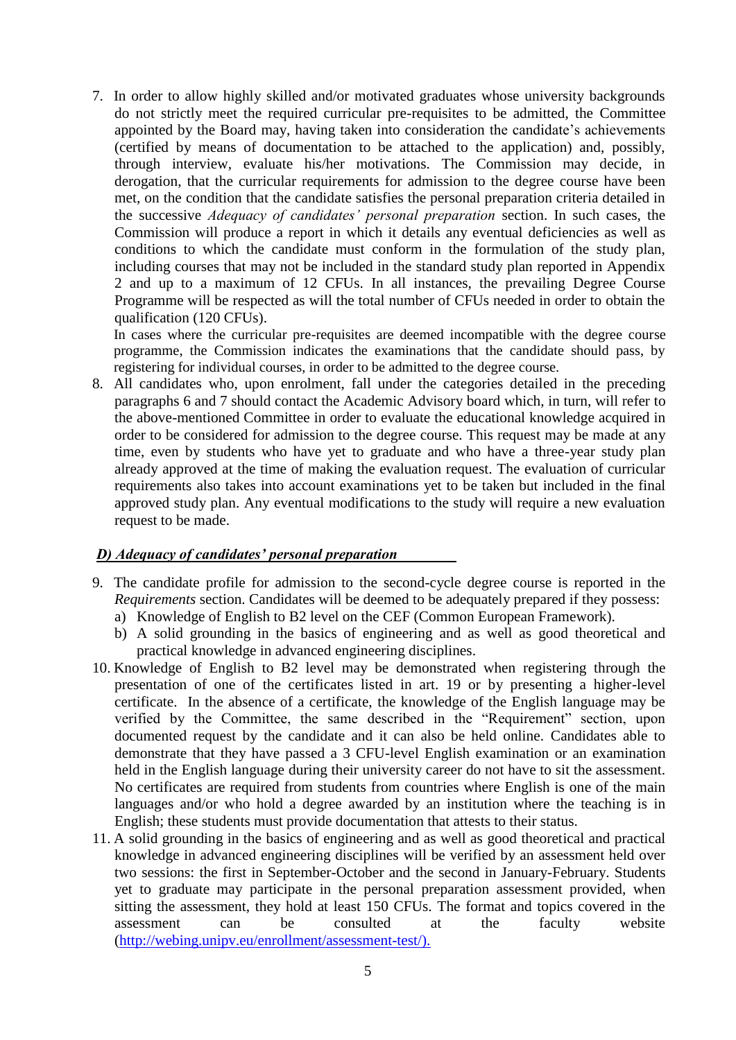7. In order to allow highly skilled and/or motivated graduates whose university backgrounds do not strictly meet the required curricular pre-requisites to be admitted, the Committee appointed by the Board may, having taken into consideration the candidate's achievements (certified by means of documentation to be attached to the application) and, possibly, through interview, evaluate his/her motivations. The Commission may decide, in derogation, that the curricular requirements for admission to the degree course have been met, on the condition that the candidate satisfies the personal preparation criteria detailed in the successive *Adequacy of candidates' personal preparation* section. In such cases, the Commission will produce a report in which it details any eventual deficiencies as well as conditions to which the candidate must conform in the formulation of the study plan, including courses that may not be included in the standard study plan reported in Appendix 2 and up to a maximum of 12 CFUs. In all instances, the prevailing Degree Course Programme will be respected as will the total number of CFUs needed in order to obtain the qualification (120 CFUs).

   In cases where the curricular pre-requisites are deemed incompatible with the degree course programme, the Commission indicates the examinations that the candidate should pass, by registering for individual courses, in order to be admitted to the degree course.

8. All candidates who, upon enrolment, fall under the categories detailed in the preceding paragraphs 6 and 7 should contact the Academic Advisory board which, in turn, will refer to the above-mentioned Committee in order to evaluate the educational knowledge acquired in order to be considered for admission to the degree course. This request may be made at any time, even by students who have yet to graduate and who have a three-year study plan already approved at the time of making the evaluation request. The evaluation of curricular requirements also takes into account examinations yet to be taken but included in the final approved study plan. Any eventual modifications to the study will require a new evaluation request to be made.

### ***D) Adequacy of candidates' personal preparation***

9. The candidate profile for admission to the second-cycle degree course is reported in the *Requirements* section. Candidates will be deemed to be adequately prepared if they possess:
   a) Knowledge of English to B2 level on the CEF (Common European Framework).
   b) A solid grounding in the basics of engineering and as well as good theoretical and practical knowledge in advanced engineering disciplines.

10. Knowledge of English to B2 level may be demonstrated when registering through the presentation of one of the certificates listed in art. 19 or by presenting a higher-level certificate. In the absence of a certificate, the knowledge of the English language may be verified by the Committee, the same described in the "Requirement" section, upon documented request by the candidate and it can also be held online. Candidates able to demonstrate that they have passed a 3 CFU-level English examination or an examination held in the English language during their university career do not have to sit the assessment. No certificates are required from students from countries where English is one of the main languages and/or who hold a degree awarded by an institution where the teaching is in English; these students must provide documentation that attests to their status.

11. A solid grounding in the basics of engineering and as well as good theoretical and practical knowledge in advanced engineering disciplines will be verified by an assessment held over two sessions: the first in September-October and the second in January-February. Students yet to graduate may participate in the personal preparation assessment provided, when sitting the assessment, they hold at least 150 CFUs. The format and topics covered in the assessment can be consulted at the faculty website (http://webing.unipv.eu/enrollment/assessment-test/).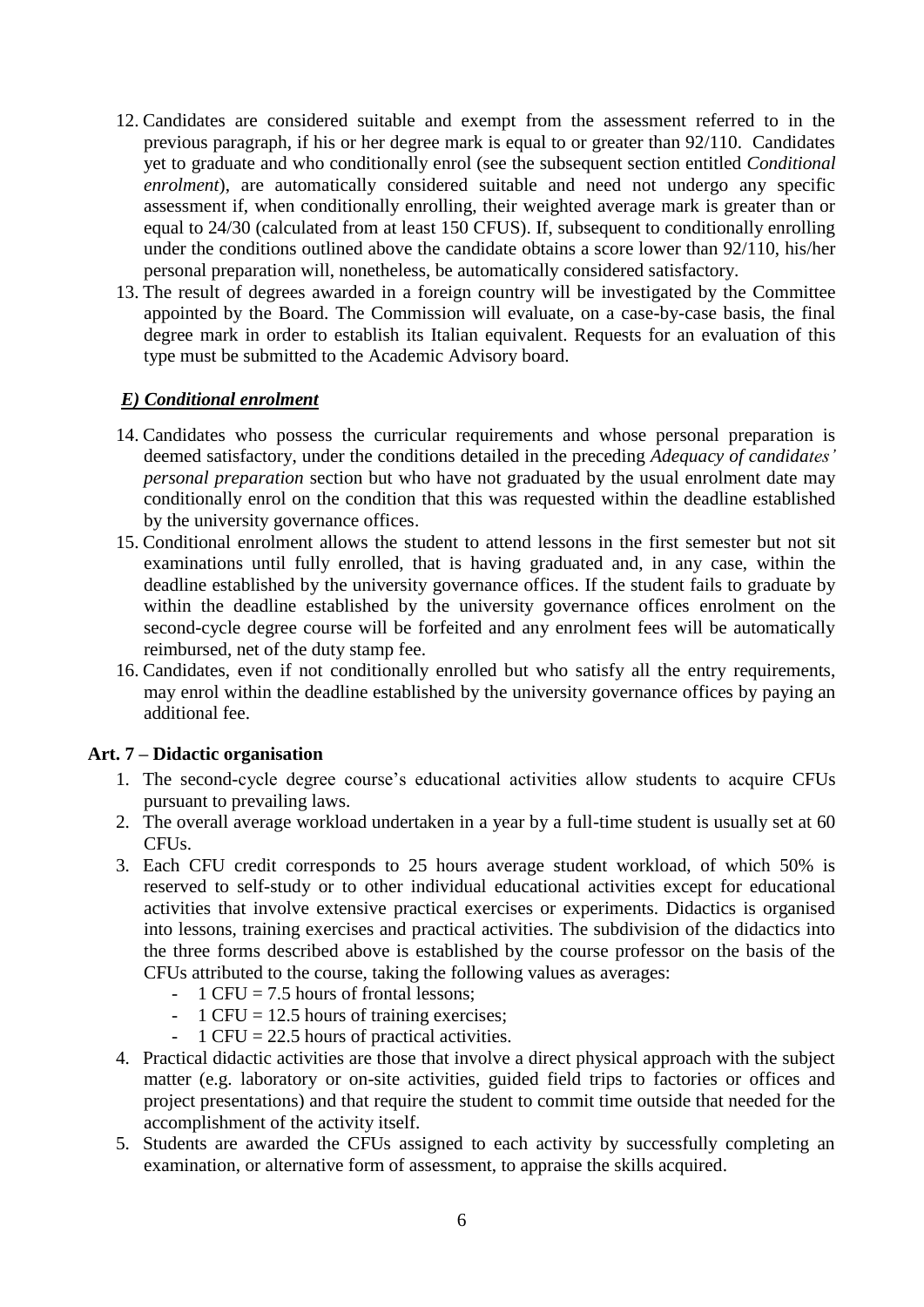12. Candidates are considered suitable and exempt from the assessment referred to in the previous paragraph, if his or her degree mark is equal to or greater than 92/110. Candidates yet to graduate and who conditionally enrol (see the subsequent section entitled *Conditional enrolment*), are automatically considered suitable and need not undergo any specific assessment if, when conditionally enrolling, their weighted average mark is greater than or equal to 24/30 (calculated from at least 150 CFUS). If, subsequent to conditionally enrolling under the conditions outlined above the candidate obtains a score lower than 92/110, his/her personal preparation will, nonetheless, be automatically considered satisfactory.
13. The result of degrees awarded in a foreign country will be investigated by the Committee appointed by the Board. The Commission will evaluate, on a case-by-case basis, the final degree mark in order to establish its Italian equivalent. Requests for an evaluation of this type must be submitted to the Academic Advisory board.

### ***E) Conditional enrolment***

14. Candidates who possess the curricular requirements and whose personal preparation is deemed satisfactory, under the conditions detailed in the preceding *Adequacy of candidates' personal preparation* section but who have not graduated by the usual enrolment date may conditionally enrol on the condition that this was requested within the deadline established by the university governance offices.
15. Conditional enrolment allows the student to attend lessons in the first semester but not sit examinations until fully enrolled, that is having graduated and, in any case, within the deadline established by the university governance offices. If the student fails to graduate by within the deadline established by the university governance offices enrolment on the second-cycle degree course will be forfeited and any enrolment fees will be automatically reimbursed, net of the duty stamp fee.
16. Candidates, even if not conditionally enrolled but who satisfy all the entry requirements, may enrol within the deadline established by the university governance offices by paying an additional fee.

## **Art. 7 – Didactic organisation**

1. The second-cycle degree course's educational activities allow students to acquire CFUs pursuant to prevailing laws.
2. The overall average workload undertaken in a year by a full-time student is usually set at 60 CFUs.
3. Each CFU credit corresponds to 25 hours average student workload, of which 50% is reserved to self-study or to other individual educational activities except for educational activities that involve extensive practical exercises or experiments. Didactics is organised into lessons, training exercises and practical activities. The subdivision of the didactics into the three forms described above is established by the course professor on the basis of the CFUs attributed to the course, taking the following values as averages:
   - 1 CFU = 7.5 hours of frontal lessons;
   - 1 CFU = 12.5 hours of training exercises;
   - 1 CFU = 22.5 hours of practical activities.
4. Practical didactic activities are those that involve a direct physical approach with the subject matter (e.g. laboratory or on-site activities, guided field trips to factories or offices and project presentations) and that require the student to commit time outside that needed for the accomplishment of the activity itself.
5. Students are awarded the CFUs assigned to each activity by successfully completing an examination, or alternative form of assessment, to appraise the skills acquired.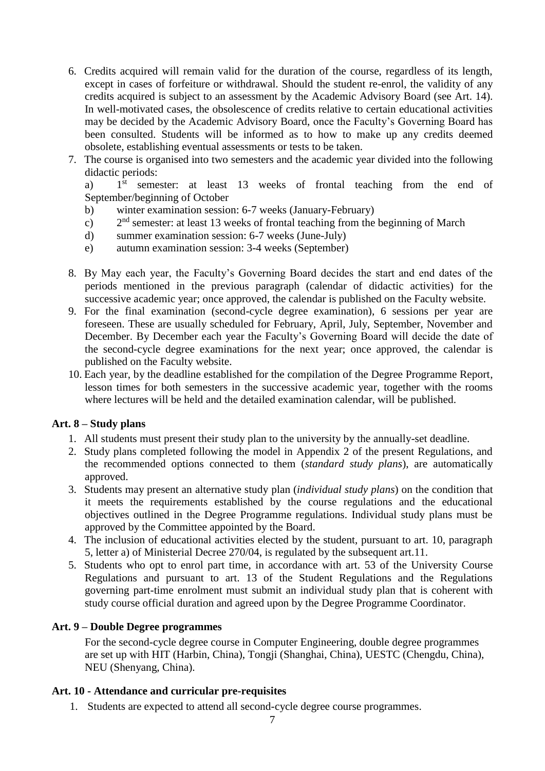6. Credits acquired will remain valid for the duration of the course, regardless of its length, except in cases of forfeiture or withdrawal. Should the student re-enrol, the validity of any credits acquired is subject to an assessment by the Academic Advisory Board (see Art. 14). In well-motivated cases, the obsolescence of credits relative to certain educational activities may be decided by the Academic Advisory Board, once the Faculty's Governing Board has been consulted. Students will be informed as to how to make up any credits deemed obsolete, establishing eventual assessments or tests to be taken.
7. The course is organised into two semesters and the academic year divided into the following didactic periods:
   a) 1st semester: at least 13 weeks of frontal teaching from the end of September/beginning of October
   b) winter examination session: 6-7 weeks (January-February)
   c) 2nd semester: at least 13 weeks of frontal teaching from the beginning of March
   d) summer examination session: 6-7 weeks (June-July)
   e) autumn examination session: 3-4 weeks (September)
8. By May each year, the Faculty's Governing Board decides the start and end dates of the periods mentioned in the previous paragraph (calendar of didactic activities) for the successive academic year; once approved, the calendar is published on the Faculty website.
9. For the final examination (second-cycle degree examination), 6 sessions per year are foreseen. These are usually scheduled for February, April, July, September, November and December. By December each year the Faculty's Governing Board will decide the date of the second-cycle degree examinations for the next year; once approved, the calendar is published on the Faculty website.
10. Each year, by the deadline established for the compilation of the Degree Programme Report, lesson times for both semesters in the successive academic year, together with the rooms where lectures will be held and the detailed examination calendar, will be published.

**Art. 8 – Study plans**

1. All students must present their study plan to the university by the annually-set deadline.
2. Study plans completed following the model in Appendix 2 of the present Regulations, and the recommended options connected to them (*standard study plans*), are automatically approved.
3. Students may present an alternative study plan (*individual study plans*) on the condition that it meets the requirements established by the course regulations and the educational objectives outlined in the Degree Programme regulations. Individual study plans must be approved by the Committee appointed by the Board.
4. The inclusion of educational activities elected by the student, pursuant to art. 10, paragraph 5, letter a) of Ministerial Decree 270/04, is regulated by the subsequent art.11.
5. Students who opt to enrol part time, in accordance with art. 53 of the University Course Regulations and pursuant to art. 13 of the Student Regulations and the Regulations governing part-time enrolment must submit an individual study plan that is coherent with study course official duration and agreed upon by the Degree Programme Coordinator.

**Art. 9 – Double Degree programmes**

For the second-cycle degree course in Computer Engineering, double degree programmes are set up with HIT (Harbin, China), Tongji (Shanghai, China), UESTC (Chengdu, China), NEU (Shenyang, China).

**Art. 10 - Attendance and curricular pre-requisites**

1. Students are expected to attend all second-cycle degree course programmes.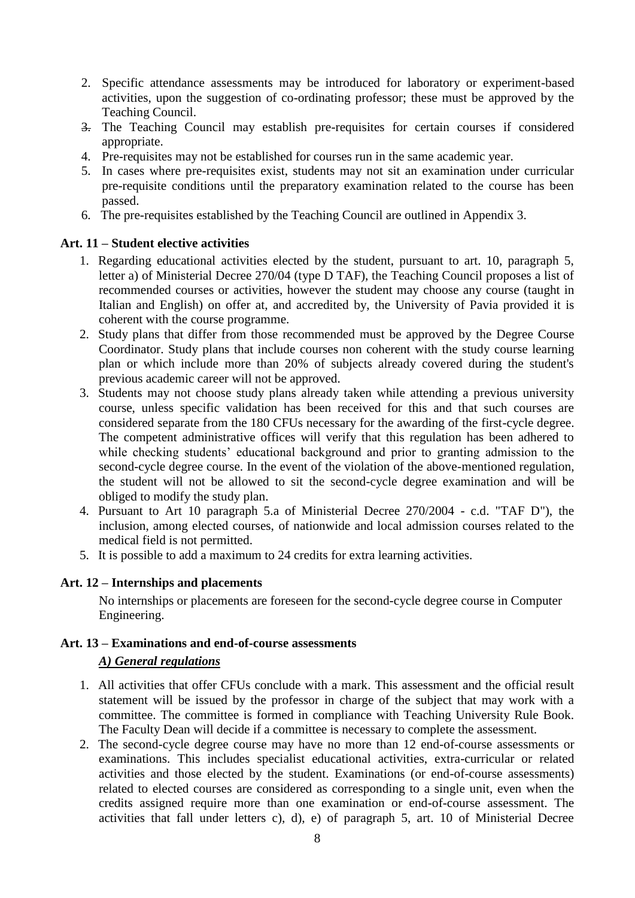2. Specific attendance assessments may be introduced for laboratory or experiment-based activities, upon the suggestion of co-ordinating professor; these must be approved by the Teaching Council.
3. The Teaching Council may establish pre-requisites for certain courses if considered appropriate.
4. Pre-requisites may not be established for courses run in the same academic year.
5. In cases where pre-requisites exist, students may not sit an examination under curricular pre-requisite conditions until the preparatory examination related to the course has been passed.
6. The pre-requisites established by the Teaching Council are outlined in Appendix 3.

**Art. 11 – Student elective activities**

1. Regarding educational activities elected by the student, pursuant to art. 10, paragraph 5, letter a) of Ministerial Decree 270/04 (type D TAF), the Teaching Council proposes a list of recommended courses or activities, however the student may choose any course (taught in Italian and English) on offer at, and accredited by, the University of Pavia provided it is coherent with the course programme.
2. Study plans that differ from those recommended must be approved by the Degree Course Coordinator. Study plans that include courses non coherent with the study course learning plan or which include more than 20% of subjects already covered during the student's previous academic career will not be approved.
3. Students may not choose study plans already taken while attending a previous university course, unless specific validation has been received for this and that such courses are considered separate from the 180 CFUs necessary for the awarding of the first-cycle degree. The competent administrative offices will verify that this regulation has been adhered to while checking students' educational background and prior to granting admission to the second-cycle degree course. In the event of the violation of the above-mentioned regulation, the student will not be allowed to sit the second-cycle degree examination and will be obliged to modify the study plan.
4. Pursuant to Art 10 paragraph 5.a of Ministerial Decree 270/2004 - c.d. "TAF D"), the inclusion, among elected courses, of nationwide and local admission courses related to the medical field is not permitted.
5. It is possible to add a maximum to 24 credits for extra learning activities.

**Art. 12 – Internships and placements**

No internships or placements are foreseen for the second-cycle degree course in Computer Engineering.

**Art. 13 – Examinations and end-of-course assessments**

***A) General regulations***

1. All activities that offer CFUs conclude with a mark. This assessment and the official result statement will be issued by the professor in charge of the subject that may work with a committee. The committee is formed in compliance with Teaching University Rule Book. The Faculty Dean will decide if a committee is necessary to complete the assessment.
2. The second-cycle degree course may have no more than 12 end-of-course assessments or examinations. This includes specialist educational activities, extra-curricular or related activities and those elected by the student. Examinations (or end-of-course assessments) related to elected courses are considered as corresponding to a single unit, even when the credits assigned require more than one examination or end-of-course assessment. The activities that fall under letters c), d), e) of paragraph 5, art. 10 of Ministerial Decree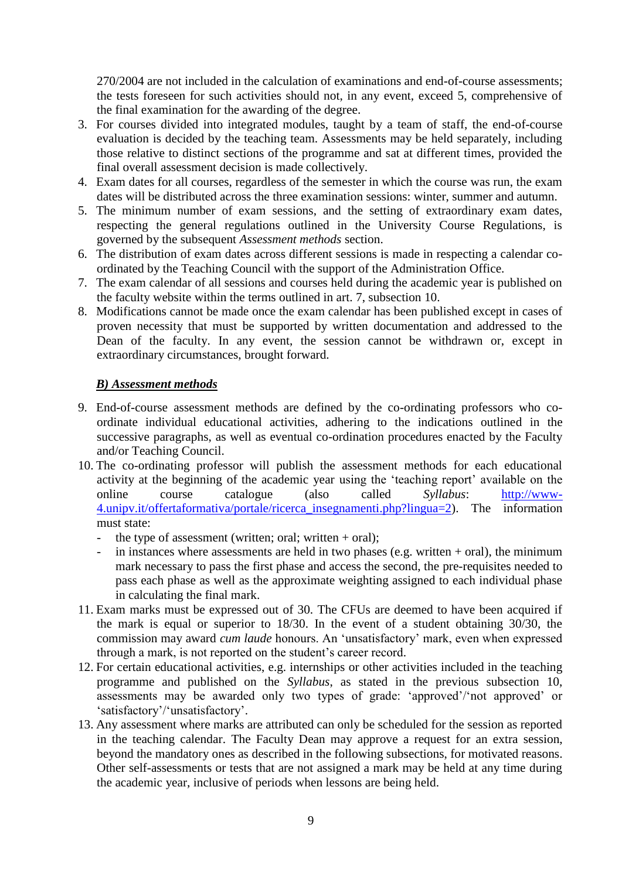270/2004 are not included in the calculation of examinations and end-of-course assessments; the tests foreseen for such activities should not, in any event, exceed 5, comprehensive of the final examination for the awarding of the degree.

3. For courses divided into integrated modules, taught by a team of staff, the end-of-course evaluation is decided by the teaching team. Assessments may be held separately, including those relative to distinct sections of the programme and sat at different times, provided the final overall assessment decision is made collectively.
4. Exam dates for all courses, regardless of the semester in which the course was run, the exam dates will be distributed across the three examination sessions: winter, summer and autumn.
5. The minimum number of exam sessions, and the setting of extraordinary exam dates, respecting the general regulations outlined in the University Course Regulations, is governed by the subsequent *Assessment methods* section.
6. The distribution of exam dates across different sessions is made in respecting a calendar co-ordinated by the Teaching Council with the support of the Administration Office.
7. The exam calendar of all sessions and courses held during the academic year is published on the faculty website within the terms outlined in art. 7, subsection 10.
8. Modifications cannot be made once the exam calendar has been published except in cases of proven necessity that must be supported by written documentation and addressed to the Dean of the faculty. In any event, the session cannot be withdrawn or, except in extraordinary circumstances, brought forward.

***B) Assessment methods***

9. End-of-course assessment methods are defined by the co-ordinating professors who co-ordinate individual educational activities, adhering to the indications outlined in the successive paragraphs, as well as eventual co-ordination procedures enacted by the Faculty and/or Teaching Council.
10. The co-ordinating professor will publish the assessment methods for each educational activity at the beginning of the academic year using the 'teaching report' available on the online course catalogue (also called *Syllabus*: [http://www-4.unipv.it/offertaformativa/portale/ricerca_insegnamenti.php?lingua=2](http://www-4.unipv.it/offertaformativa/portale/ricerca_insegnamenti.php?lingua=2)). The information must state:
    - the type of assessment (written; oral; written + oral);
    - in instances where assessments are held in two phases (e.g. written + oral), the minimum mark necessary to pass the first phase and access the second, the pre-requisites needed to pass each phase as well as the approximate weighting assigned to each individual phase in calculating the final mark.
11. Exam marks must be expressed out of 30. The CFUs are deemed to have been acquired if the mark is equal or superior to 18/30. In the event of a student obtaining 30/30, the commission may award *cum laude* honours. An 'unsatisfactory' mark, even when expressed through a mark, is not reported on the student's career record.
12. For certain educational activities, e.g. internships or other activities included in the teaching programme and published on the *Syllabus*, as stated in the previous subsection 10, assessments may be awarded only two types of grade: 'approved'/'not approved' or 'satisfactory'/'unsatisfactory'.
13. Any assessment where marks are attributed can only be scheduled for the session as reported in the teaching calendar. The Faculty Dean may approve a request for an extra session, beyond the mandatory ones as described in the following subsections, for motivated reasons. Other self-assessments or tests that are not assigned a mark may be held at any time during the academic year, inclusive of periods when lessons are being held.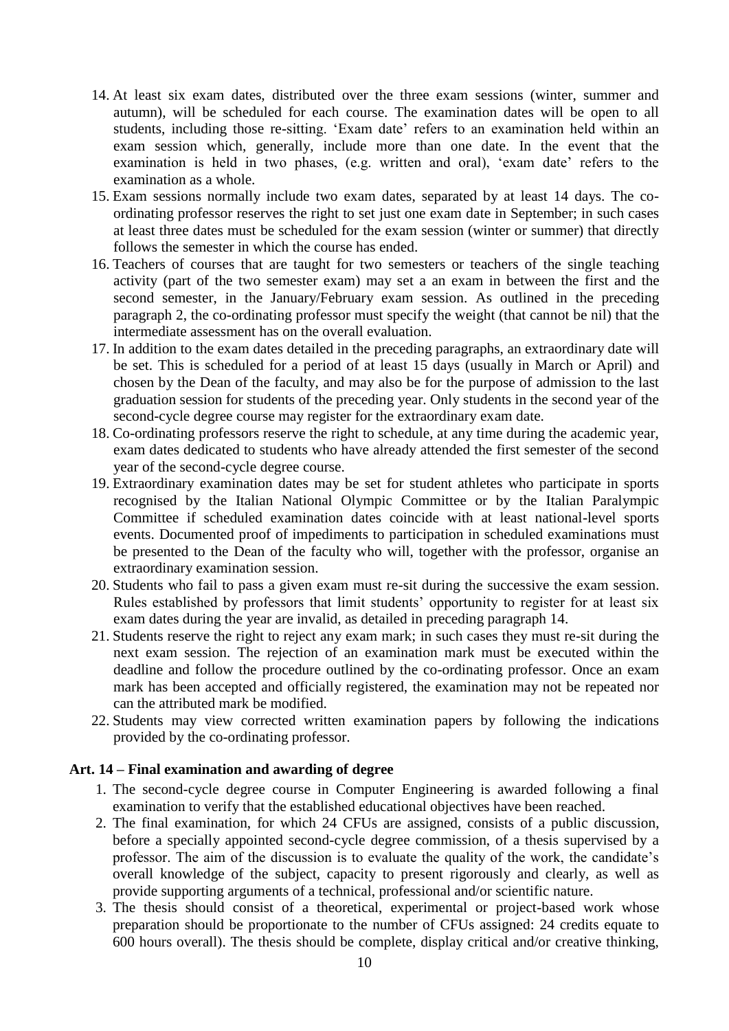14. At least six exam dates, distributed over the three exam sessions (winter, summer and autumn), will be scheduled for each course. The examination dates will be open to all students, including those re-sitting. 'Exam date' refers to an examination held within an exam session which, generally, include more than one date. In the event that the examination is held in two phases, (e.g. written and oral), 'exam date' refers to the examination as a whole.
15. Exam sessions normally include two exam dates, separated by at least 14 days. The co-ordinating professor reserves the right to set just one exam date in September; in such cases at least three dates must be scheduled for the exam session (winter or summer) that directly follows the semester in which the course has ended.
16. Teachers of courses that are taught for two semesters or teachers of the single teaching activity (part of the two semester exam) may set a an exam in between the first and the second semester, in the January/February exam session. As outlined in the preceding paragraph 2, the co-ordinating professor must specify the weight (that cannot be nil) that the intermediate assessment has on the overall evaluation.
17. In addition to the exam dates detailed in the preceding paragraphs, an extraordinary date will be set. This is scheduled for a period of at least 15 days (usually in March or April) and chosen by the Dean of the faculty, and may also be for the purpose of admission to the last graduation session for students of the preceding year. Only students in the second year of the second-cycle degree course may register for the extraordinary exam date.
18. Co-ordinating professors reserve the right to schedule, at any time during the academic year, exam dates dedicated to students who have already attended the first semester of the second year of the second-cycle degree course.
19. Extraordinary examination dates may be set for student athletes who participate in sports recognised by the Italian National Olympic Committee or by the Italian Paralympic Committee if scheduled examination dates coincide with at least national-level sports events. Documented proof of impediments to participation in scheduled examinations must be presented to the Dean of the faculty who will, together with the professor, organise an extraordinary examination session.
20. Students who fail to pass a given exam must re-sit during the successive the exam session. Rules established by professors that limit students' opportunity to register for at least six exam dates during the year are invalid, as detailed in preceding paragraph 14.
21. Students reserve the right to reject any exam mark; in such cases they must re-sit during the next exam session. The rejection of an examination mark must be executed within the deadline and follow the procedure outlined by the co-ordinating professor. Once an exam mark has been accepted and officially registered, the examination may not be repeated nor can the attributed mark be modified.
22. Students may view corrected written examination papers by following the indications provided by the co-ordinating professor.

**Art. 14 – Final examination and awarding of degree**

1. The second-cycle degree course in Computer Engineering is awarded following a final examination to verify that the established educational objectives have been reached.
2. The final examination, for which 24 CFUs are assigned, consists of a public discussion, before a specially appointed second-cycle degree commission, of a thesis supervised by a professor. The aim of the discussion is to evaluate the quality of the work, the candidate's overall knowledge of the subject, capacity to present rigorously and clearly, as well as provide supporting arguments of a technical, professional and/or scientific nature.
3. The thesis should consist of a theoretical, experimental or project-based work whose preparation should be proportionate to the number of CFUs assigned: 24 credits equate to 600 hours overall). The thesis should be complete, display critical and/or creative thinking,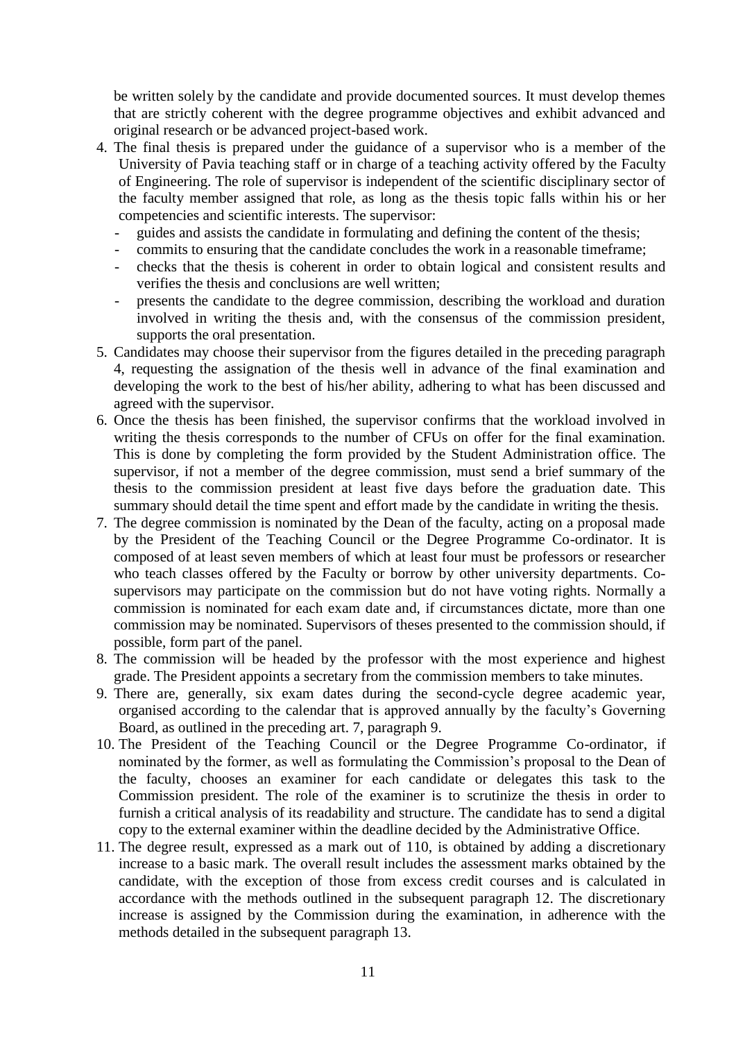be written solely by the candidate and provide documented sources. It must develop themes that are strictly coherent with the degree programme objectives and exhibit advanced and original research or be advanced project-based work.

4. The final thesis is prepared under the guidance of a supervisor who is a member of the University of Pavia teaching staff or in charge of a teaching activity offered by the Faculty of Engineering. The role of supervisor is independent of the scientific disciplinary sector of the faculty member assigned that role, as long as the thesis topic falls within his or her competencies and scientific interests. The supervisor:
   - guides and assists the candidate in formulating and defining the content of the thesis;
   - commits to ensuring that the candidate concludes the work in a reasonable timeframe;
   - checks that the thesis is coherent in order to obtain logical and consistent results and verifies the thesis and conclusions are well written;
   - presents the candidate to the degree commission, describing the workload and duration involved in writing the thesis and, with the consensus of the commission president, supports the oral presentation.
5. Candidates may choose their supervisor from the figures detailed in the preceding paragraph 4, requesting the assignation of the thesis well in advance of the final examination and developing the work to the best of his/her ability, adhering to what has been discussed and agreed with the supervisor.
6. Once the thesis has been finished, the supervisor confirms that the workload involved in writing the thesis corresponds to the number of CFUs on offer for the final examination. This is done by completing the form provided by the Student Administration office. The supervisor, if not a member of the degree commission, must send a brief summary of the thesis to the commission president at least five days before the graduation date. This summary should detail the time spent and effort made by the candidate in writing the thesis.
7. The degree commission is nominated by the Dean of the faculty, acting on a proposal made by the President of the Teaching Council or the Degree Programme Co-ordinator. It is composed of at least seven members of which at least four must be professors or researcher who teach classes offered by the Faculty or borrow by other university departments. Co-supervisors may participate on the commission but do not have voting rights. Normally a commission is nominated for each exam date and, if circumstances dictate, more than one commission may be nominated. Supervisors of theses presented to the commission should, if possible, form part of the panel.
8. The commission will be headed by the professor with the most experience and highest grade. The President appoints a secretary from the commission members to take minutes.
9. There are, generally, six exam dates during the second-cycle degree academic year, organised according to the calendar that is approved annually by the faculty's Governing Board, as outlined in the preceding art. 7, paragraph 9.
10. The President of the Teaching Council or the Degree Programme Co-ordinator, if nominated by the former, as well as formulating the Commission's proposal to the Dean of the faculty, chooses an examiner for each candidate or delegates this task to the Commission president. The role of the examiner is to scrutinize the thesis in order to furnish a critical analysis of its readability and structure. The candidate has to send a digital copy to the external examiner within the deadline decided by the Administrative Office.
11. The degree result, expressed as a mark out of 110, is obtained by adding a discretionary increase to a basic mark. The overall result includes the assessment marks obtained by the candidate, with the exception of those from excess credit courses and is calculated in accordance with the methods outlined in the subsequent paragraph 12. The discretionary increase is assigned by the Commission during the examination, in adherence with the methods detailed in the subsequent paragraph 13.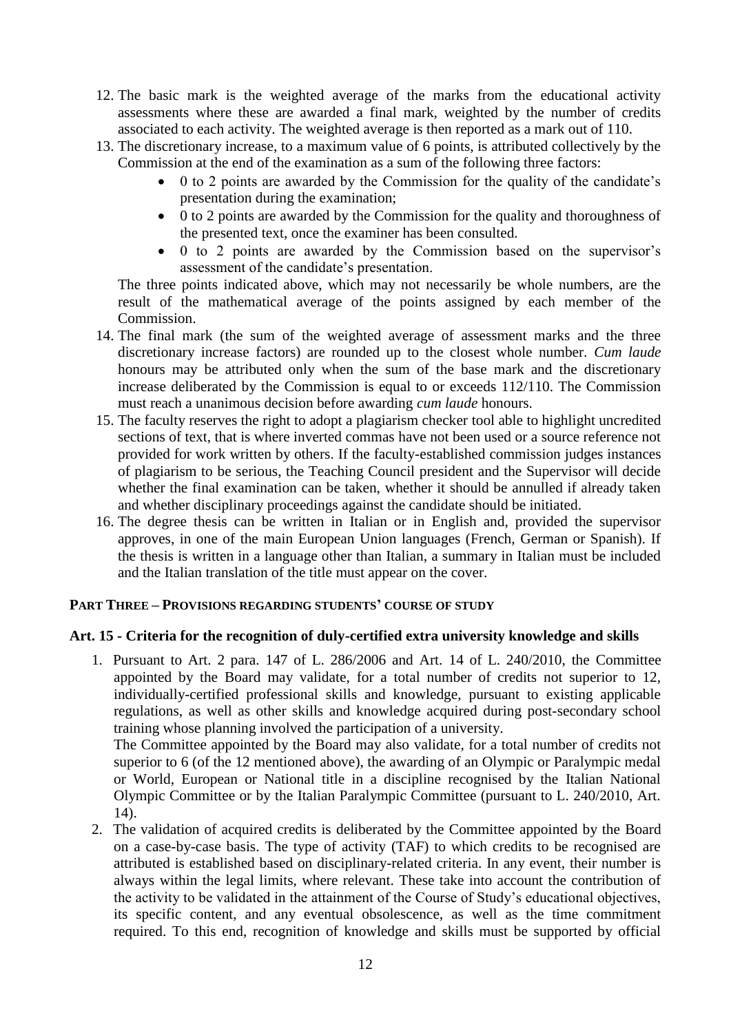12. The basic mark is the weighted average of the marks from the educational activity assessments where these are awarded a final mark, weighted by the number of credits associated to each activity. The weighted average is then reported as a mark out of 110.
13. The discretionary increase, to a maximum value of 6 points, is attributed collectively by the Commission at the end of the examination as a sum of the following three factors:
    - 0 to 2 points are awarded by the Commission for the quality of the candidate's presentation during the examination;
    - 0 to 2 points are awarded by the Commission for the quality and thoroughness of the presented text, once the examiner has been consulted.
    - 0 to 2 points are awarded by the Commission based on the supervisor's assessment of the candidate's presentation.

    The three points indicated above, which may not necessarily be whole numbers, are the result of the mathematical average of the points assigned by each member of the Commission.
14. The final mark (the sum of the weighted average of assessment marks and the three discretionary increase factors) are rounded up to the closest whole number. *Cum laude* honours may be attributed only when the sum of the base mark and the discretionary increase deliberated by the Commission is equal to or exceeds 112/110. The Commission must reach a unanimous decision before awarding *cum laude* honours.
15. The faculty reserves the right to adopt a plagiarism checker tool able to highlight uncredited sections of text, that is where inverted commas have not been used or a source reference not provided for work written by others. If the faculty-established commission judges instances of plagiarism to be serious, the Teaching Council president and the Supervisor will decide whether the final examination can be taken, whether it should be annulled if already taken and whether disciplinary proceedings against the candidate should be initiated.
16. The degree thesis can be written in Italian or in English and, provided the supervisor approves, in one of the main European Union languages (French, German or Spanish). If the thesis is written in a language other than Italian, a summary in Italian must be included and the Italian translation of the title must appear on the cover.

## PART THREE – PROVISIONS REGARDING STUDENTS' COURSE OF STUDY

### Art. 15 - Criteria for the recognition of duly-certified extra university knowledge and skills

1. Pursuant to Art. 2 para. 147 of L. 286/2006 and Art. 14 of L. 240/2010, the Committee appointed by the Board may validate, for a total number of credits not superior to 12, individually-certified professional skills and knowledge, pursuant to existing applicable regulations, as well as other skills and knowledge acquired during post-secondary school training whose planning involved the participation of a university.

   The Committee appointed by the Board may also validate, for a total number of credits not superior to 6 (of the 12 mentioned above), the awarding of an Olympic or Paralympic medal or World, European or National title in a discipline recognised by the Italian National Olympic Committee or by the Italian Paralympic Committee (pursuant to L. 240/2010, Art. 14).
2. The validation of acquired credits is deliberated by the Committee appointed by the Board on a case-by-case basis. The type of activity (TAF) to which credits to be recognised are attributed is established based on disciplinary-related criteria. In any event, their number is always within the legal limits, where relevant. These take into account the contribution of the activity to be validated in the attainment of the Course of Study's educational objectives, its specific content, and any eventual obsolescence, as well as the time commitment required. To this end, recognition of knowledge and skills must be supported by official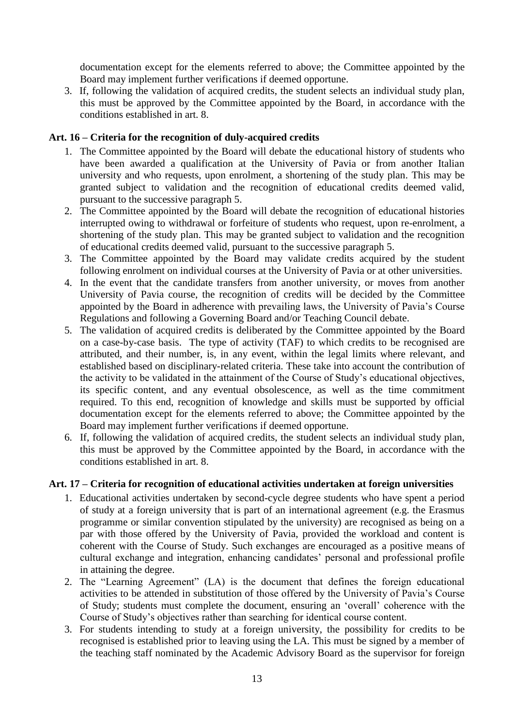documentation except for the elements referred to above; the Committee appointed by the Board may implement further verifications if deemed opportune.

3. If, following the validation of acquired credits, the student selects an individual study plan, this must be approved by the Committee appointed by the Board, in accordance with the conditions established in art. 8.

**Art. 16 – Criteria for the recognition of duly-acquired credits**

1. The Committee appointed by the Board will debate the educational history of students who have been awarded a qualification at the University of Pavia or from another Italian university and who requests, upon enrolment, a shortening of the study plan. This may be granted subject to validation and the recognition of educational credits deemed valid, pursuant to the successive paragraph 5.
2. The Committee appointed by the Board will debate the recognition of educational histories interrupted owing to withdrawal or forfeiture of students who request, upon re-enrolment, a shortening of the study plan. This may be granted subject to validation and the recognition of educational credits deemed valid, pursuant to the successive paragraph 5.
3. The Committee appointed by the Board may validate credits acquired by the student following enrolment on individual courses at the University of Pavia or at other universities.
4. In the event that the candidate transfers from another university, or moves from another University of Pavia course, the recognition of credits will be decided by the Committee appointed by the Board in adherence with prevailing laws, the University of Pavia's Course Regulations and following a Governing Board and/or Teaching Council debate.
5. The validation of acquired credits is deliberated by the Committee appointed by the Board on a case-by-case basis. The type of activity (TAF) to which credits to be recognised are attributed, and their number, is, in any event, within the legal limits where relevant, and established based on disciplinary-related criteria. These take into account the contribution of the activity to be validated in the attainment of the Course of Study's educational objectives, its specific content, and any eventual obsolescence, as well as the time commitment required. To this end, recognition of knowledge and skills must be supported by official documentation except for the elements referred to above; the Committee appointed by the Board may implement further verifications if deemed opportune.
6. If, following the validation of acquired credits, the student selects an individual study plan, this must be approved by the Committee appointed by the Board, in accordance with the conditions established in art. 8.

**Art. 17 – Criteria for recognition of educational activities undertaken at foreign universities**

1. Educational activities undertaken by second-cycle degree students who have spent a period of study at a foreign university that is part of an international agreement (e.g. the Erasmus programme or similar convention stipulated by the university) are recognised as being on a par with those offered by the University of Pavia, provided the workload and content is coherent with the Course of Study. Such exchanges are encouraged as a positive means of cultural exchange and integration, enhancing candidates' personal and professional profile in attaining the degree.
2. The "Learning Agreement" (LA) is the document that defines the foreign educational activities to be attended in substitution of those offered by the University of Pavia's Course of Study; students must complete the document, ensuring an 'overall' coherence with the Course of Study's objectives rather than searching for identical course content.
3. For students intending to study at a foreign university, the possibility for credits to be recognised is established prior to leaving using the LA. This must be signed by a member of the teaching staff nominated by the Academic Advisory Board as the supervisor for foreign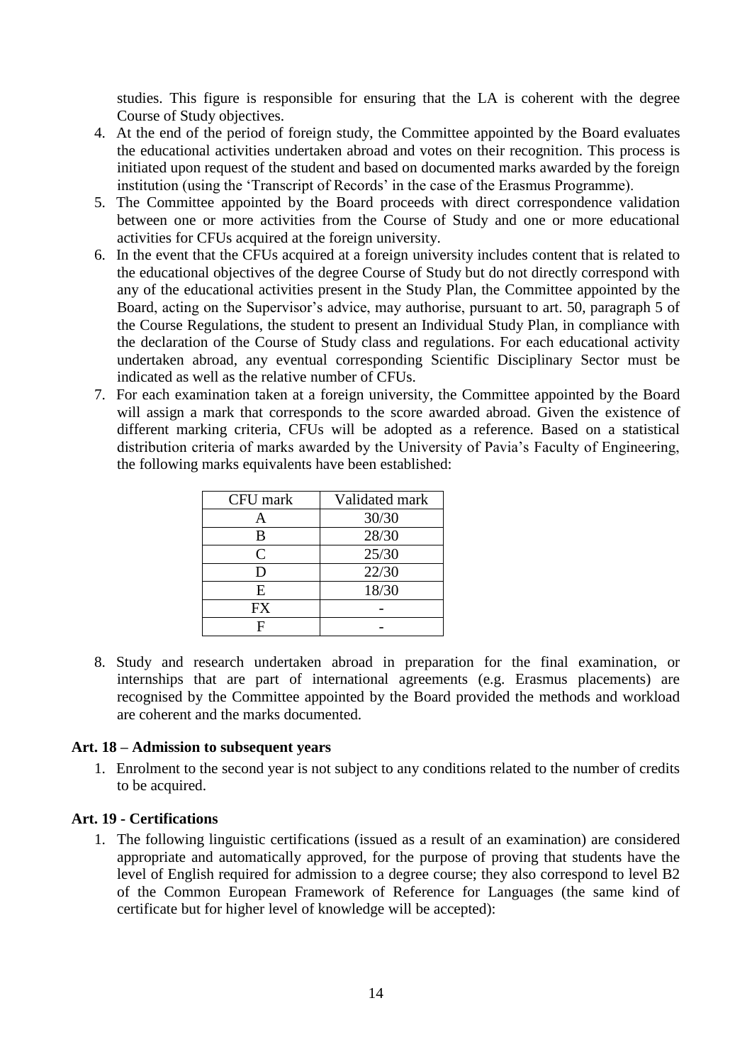studies. This figure is responsible for ensuring that the LA is coherent with the degree Course of Study objectives.

4. At the end of the period of foreign study, the Committee appointed by the Board evaluates the educational activities undertaken abroad and votes on their recognition. This process is initiated upon request of the student and based on documented marks awarded by the foreign institution (using the 'Transcript of Records' in the case of the Erasmus Programme).
5. The Committee appointed by the Board proceeds with direct correspondence validation between one or more activities from the Course of Study and one or more educational activities for CFUs acquired at the foreign university.
6. In the event that the CFUs acquired at a foreign university includes content that is related to the educational objectives of the degree Course of Study but do not directly correspond with any of the educational activities present in the Study Plan, the Committee appointed by the Board, acting on the Supervisor's advice, may authorise, pursuant to art. 50, paragraph 5 of the Course Regulations, the student to present an Individual Study Plan, in compliance with the declaration of the Course of Study class and regulations. For each educational activity undertaken abroad, any eventual corresponding Scientific Disciplinary Sector must be indicated as well as the relative number of CFUs.
7. For each examination taken at a foreign university, the Committee appointed by the Board will assign a mark that corresponds to the score awarded abroad. Given the existence of different marking criteria, CFUs will be adopted as a reference. Based on a statistical distribution criteria of marks awarded by the University of Pavia's Faculty of Engineering, the following marks equivalents have been established:

| CFU mark | Validated mark |
|---|---|
| A | 30/30 |
| B | 28/30 |
| C | 25/30 |
| D | 22/30 |
| E | 18/30 |
| FX | - |
| F | - |

8. Study and research undertaken abroad in preparation for the final examination, or internships that are part of international agreements (e.g. Erasmus placements) are recognised by the Committee appointed by the Board provided the methods and workload are coherent and the marks documented.

**Art. 18 – Admission to subsequent years**

1. Enrolment to the second year is not subject to any conditions related to the number of credits to be acquired.

**Art. 19 - Certifications**

1. The following linguistic certifications (issued as a result of an examination) are considered appropriate and automatically approved, for the purpose of proving that students have the level of English required for admission to a degree course; they also correspond to level B2 of the Common European Framework of Reference for Languages (the same kind of certificate but for higher level of knowledge will be accepted):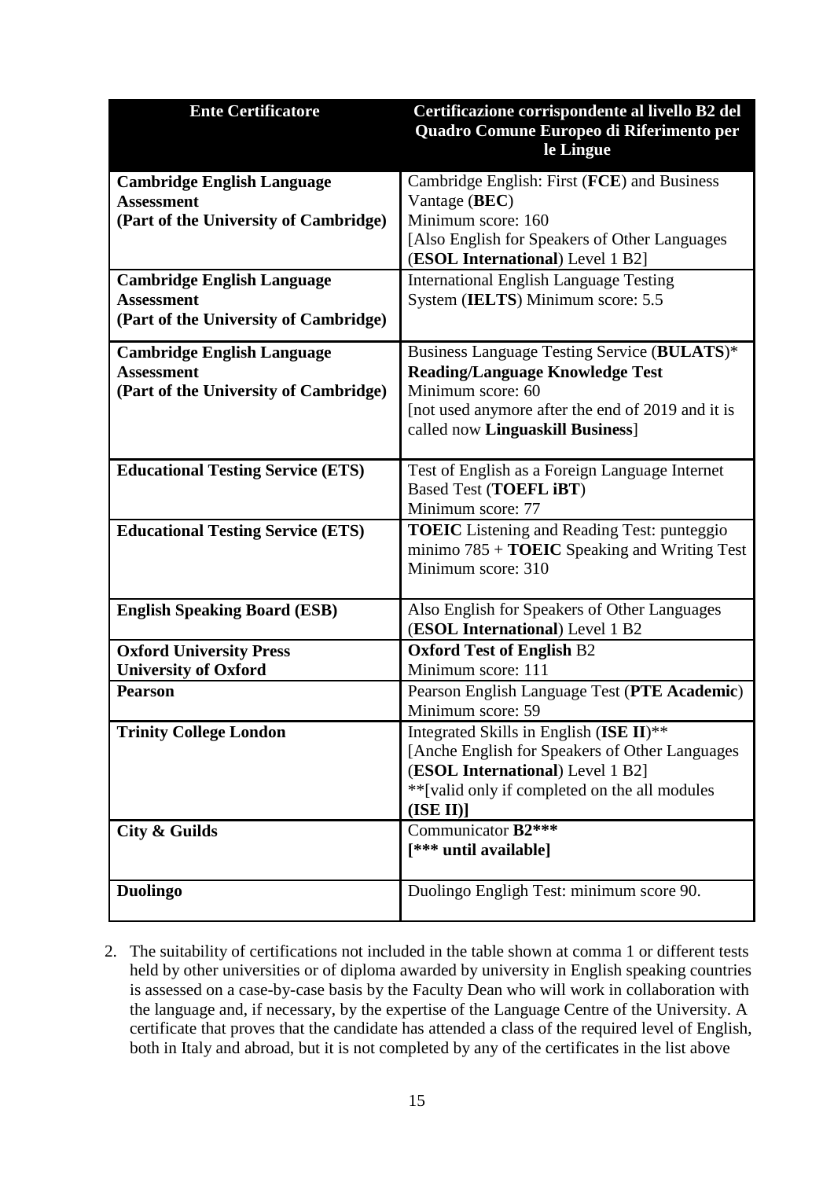| Ente Certificatore | Certificazione corrispondente al livello B2 del Quadro Comune Europeo di Riferimento per le Lingue |
|---|---|
| **Cambridge English Language Assessment (Part of the University of Cambridge)** | Cambridge English: First (**FCE**) and Business Vantage (**BEC**)<br>Minimum score: 160<br>[Also English for Speakers of Other Languages (**ESOL International**) Level 1 B2] |
| **Cambridge English Language Assessment (Part of the University of Cambridge)** | International English Language Testing System (**IELTS**) Minimum score: 5.5 |
| **Cambridge English Language Assessment (Part of the University of Cambridge)** | Business Language Testing Service (**BULATS**)*<br>**Reading/Language Knowledge Test**<br>Minimum score: 60<br>[not used anymore after the end of 2019 and it is called now **Linguaskill Business**] |
| **Educational Testing Service (ETS)** | Test of English as a Foreign Language Internet Based Test (**TOEFL iBT**)<br>Minimum score: 77 |
| **Educational Testing Service (ETS)** | **TOEIC** Listening and Reading Test: punteggio minimo 785 + **TOEIC** Speaking and Writing Test Minimum score: 310 |
| **English Speaking Board (ESB)** | Also English for Speakers of Other Languages (**ESOL International**) Level 1 B2 |
| **Oxford University Press University of Oxford** | **Oxford Test of English** B2<br>Minimum score: 111 |
| **Pearson** | Pearson English Language Test (**PTE Academic**)<br>Minimum score: 59 |
| **Trinity College London** | Integrated Skills in English (**ISE II**)**<br>[Anche English for Speakers of Other Languages (**ESOL International**) Level 1 B2]<br>**[valid only if completed on the all modules **(ISE II)]** |
| **City & Guilds** | Communicator **B2*****<br>**[*** until available]** |
| **Duolingo** | Duolingo Engligh Test: minimum score 90. |

2. The suitability of certifications not included in the table shown at comma 1 or different tests held by other universities or of diploma awarded by university in English speaking countries is assessed on a case-by-case basis by the Faculty Dean who will work in collaboration with the language and, if necessary, by the expertise of the Language Centre of the University. A certificate that proves that the candidate has attended a class of the required level of English, both in Italy and abroad, but it is not completed by any of the certificates in the list above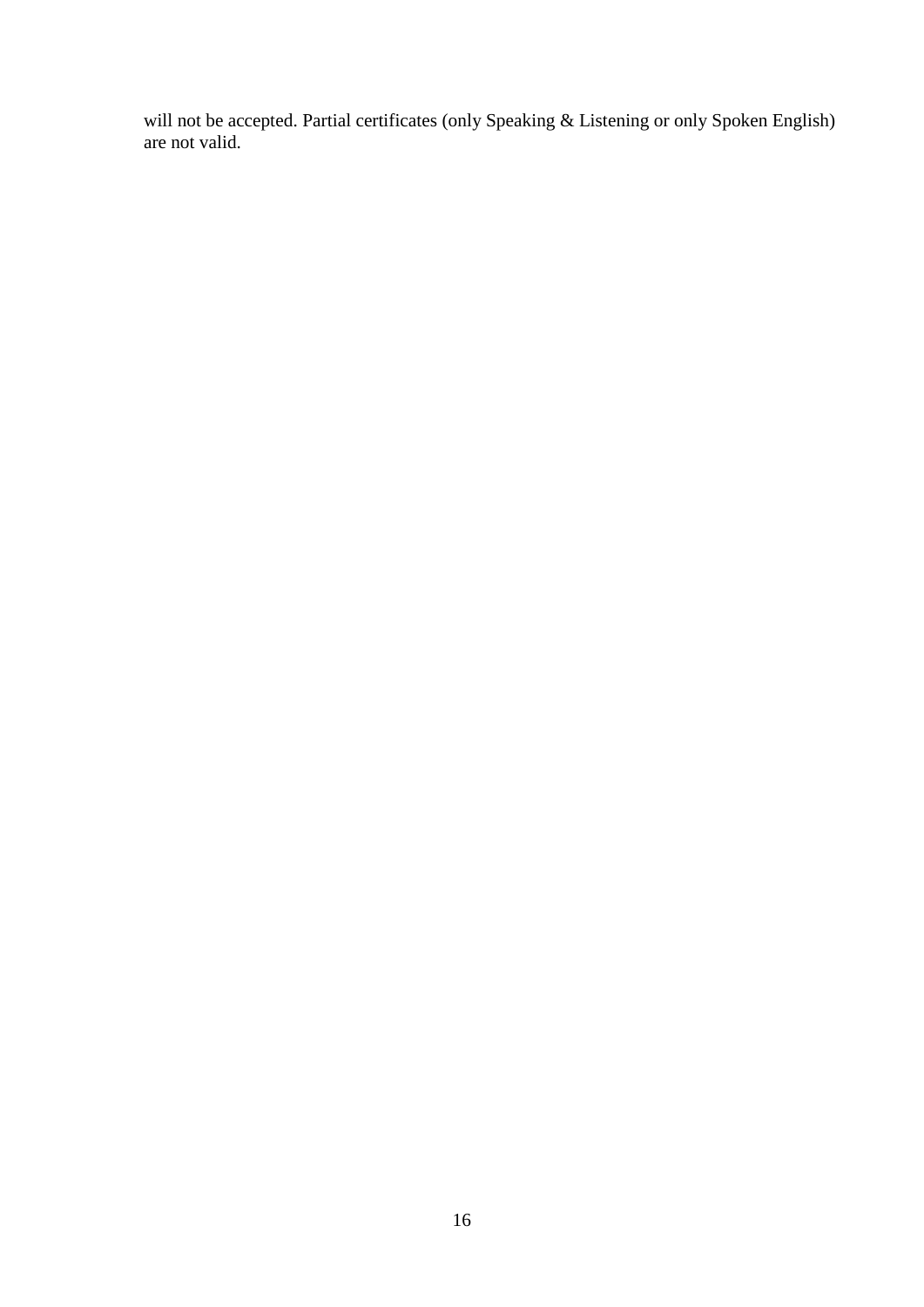will not be accepted. Partial certificates (only Speaking & Listening or only Spoken English) are not valid.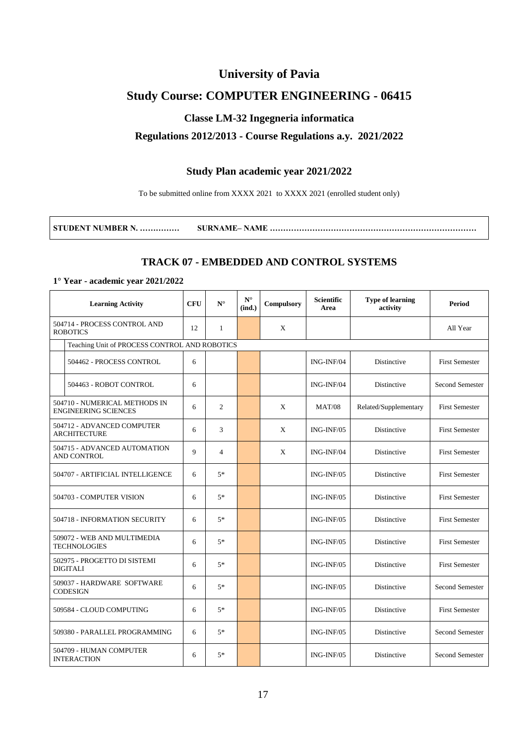# University of Pavia

## Study Course: COMPUTER ENGINEERING - 06415

### Classe LM-32 Ingegneria informatica

### Regulations 2012/2013 - Course Regulations a.y. 2021/2022

### Study Plan academic year 2021/2022

To be submitted online from XXXX 2021 to XXXX 2021 (enrolled student only)

**STUDENT NUMBER N. ……………   SURNAME– NAME ……………………………………………………………………**

## TRACK 07 - EMBEDDED AND CONTROL SYSTEMS

**1° Year - academic year 2021/2022**

| Learning Activity | CFU | N° | N° (ind.) | Compulsory | Scientific Area | Type of learning activity | Period |
|---|---|---|---|---|---|---|---|
| 504714 - PROCESS CONTROL AND ROBOTICS | 12 | 1 | | X | | | All Year |
| Teaching Unit of PROCESS CONTROL AND ROBOTICS | | | | | | | |
| 504462 - PROCESS CONTROL | 6 | | | | ING-INF/04 | Distinctive | First Semester |
| 504463 - ROBOT CONTROL | 6 | | | | ING-INF/04 | Distinctive | Second Semester |
| 504710 - NUMERICAL METHODS IN ENGINEERING SCIENCES | 6 | 2 | | X | MAT/08 | Related/Supplementary | First Semester |
| 504712 - ADVANCED COMPUTER ARCHITECTURE | 6 | 3 | | X | ING-INF/05 | Distinctive | First Semester |
| 504715 - ADVANCED AUTOMATION AND CONTROL | 9 | 4 | | X | ING-INF/04 | Distinctive | First Semester |
| 504707 - ARTIFICIAL INTELLIGENCE | 6 | 5* | | | ING-INF/05 | Distinctive | First Semester |
| 504703 - COMPUTER VISION | 6 | 5* | | | ING-INF/05 | Distinctive | First Semester |
| 504718 - INFORMATION SECURITY | 6 | 5* | | | ING-INF/05 | Distinctive | First Semester |
| 509072 - WEB AND MULTIMEDIA TECHNOLOGIES | 6 | 5* | | | ING-INF/05 | Distinctive | First Semester |
| 502975 - PROGETTO DI SISTEMI DIGITALI | 6 | 5* | | | ING-INF/05 | Distinctive | First Semester |
| 509037 - HARDWARE SOFTWARE CODESIGN | 6 | 5* | | | ING-INF/05 | Distinctive | Second Semester |
| 509584 - CLOUD COMPUTING | 6 | 5* | | | ING-INF/05 | Distinctive | First Semester |
| 509380 - PARALLEL PROGRAMMING | 6 | 5* | | | ING-INF/05 | Distinctive | Second Semester |
| 504709 - HUMAN COMPUTER INTERACTION | 6 | 5* | | | ING-INF/05 | Distinctive | Second Semester |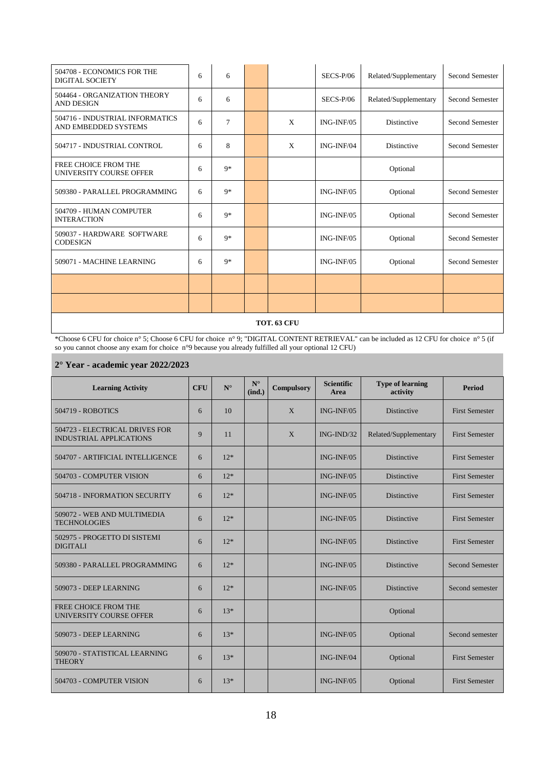| Learning Activity | CFU | N° | N° (ind.) | Compulsory | Scientific Area | Type of learning activity | Period |
|---|---|---|---|---|---|---|---|
| 504708 - ECONOMICS FOR THE DIGITAL SOCIETY | 6 | 6 | | | SECS-P/06 | Related/Supplementary | Second Semester |
| 504464 - ORGANIZATION THEORY AND DESIGN | 6 | 6 | | | SECS-P/06 | Related/Supplementary | Second Semester |
| 504716 - INDUSTRIAL INFORMATICS AND EMBEDDED SYSTEMS | 6 | 7 | | X | ING-INF/05 | Distinctive | Second Semester |
| 504717 - INDUSTRIAL CONTROL | 6 | 8 | | X | ING-INF/04 | Distinctive | Second Semester |
| FREE CHOICE FROM THE UNIVERSITY COURSE OFFER | 6 | 9* | | | | Optional | |
| 509380 - PARALLEL PROGRAMMING | 6 | 9* | | | ING-INF/05 | Optional | Second Semester |
| 504709 - HUMAN COMPUTER INTERACTION | 6 | 9* | | | ING-INF/05 | Optional | Second Semester |
| 509037 - HARDWARE SOFTWARE CODESIGN | 6 | 9* | | | ING-INF/05 | Optional | Second Semester |
| 509071 - MACHINE LEARNING | 6 | 9* | | | ING-INF/05 | Optional | Second Semester |
| | | | | | | | |
| | | | | | | | |
| **TOT. 63 CFU** | | | | | | | |

*Choose 6 CFU for choice n° 5; Choose 6 CFU for choice n° 9; "DIGITAL CONTENT RETRIEVAL" can be included as 12 CFU for choice n° 5 (if so you cannot choose any exam for choice n°9 because you already fulfilled all your optional 12 CFU)

## 2° Year - academic year 2022/2023

| Learning Activity | CFU | N° | N° (ind.) | Compulsory | Scientific Area | Type of learning activity | Period |
|---|---|---|---|---|---|---|---|
| 504719 - ROBOTICS | 6 | 10 | | X | ING-INF/05 | Distinctive | First Semester |
| 504723 - ELECTRICAL DRIVES FOR INDUSTRIAL APPLICATIONS | 9 | 11 | | X | ING-IND/32 | Related/Supplementary | First Semester |
| 504707 - ARTIFICIAL INTELLIGENCE | 6 | 12* | | | ING-INF/05 | Distinctive | First Semester |
| 504703 - COMPUTER VISION | 6 | 12* | | | ING-INF/05 | Distinctive | First Semester |
| 504718 - INFORMATION SECURITY | 6 | 12* | | | ING-INF/05 | Distinctive | First Semester |
| 509072 - WEB AND MULTIMEDIA TECHNOLOGIES | 6 | 12* | | | ING-INF/05 | Distinctive | First Semester |
| 502975 - PROGETTO DI SISTEMI DIGITALI | 6 | 12* | | | ING-INF/05 | Distinctive | First Semester |
| 509380 - PARALLEL PROGRAMMING | 6 | 12* | | | ING-INF/05 | Distinctive | Second Semester |
| 509073 - DEEP LEARNING | 6 | 12* | | | ING-INF/05 | Distinctive | Second semester |
| FREE CHOICE FROM THE UNIVERSITY COURSE OFFER | 6 | 13* | | | | Optional | |
| 509073 - DEEP LEARNING | 6 | 13* | | | ING-INF/05 | Optional | Second semester |
| 509070 - STATISTICAL LEARNING THEORY | 6 | 13* | | | ING-INF/04 | Optional | First Semester |
| 504703 - COMPUTER VISION | 6 | 13* | | | ING-INF/05 | Optional | First Semester |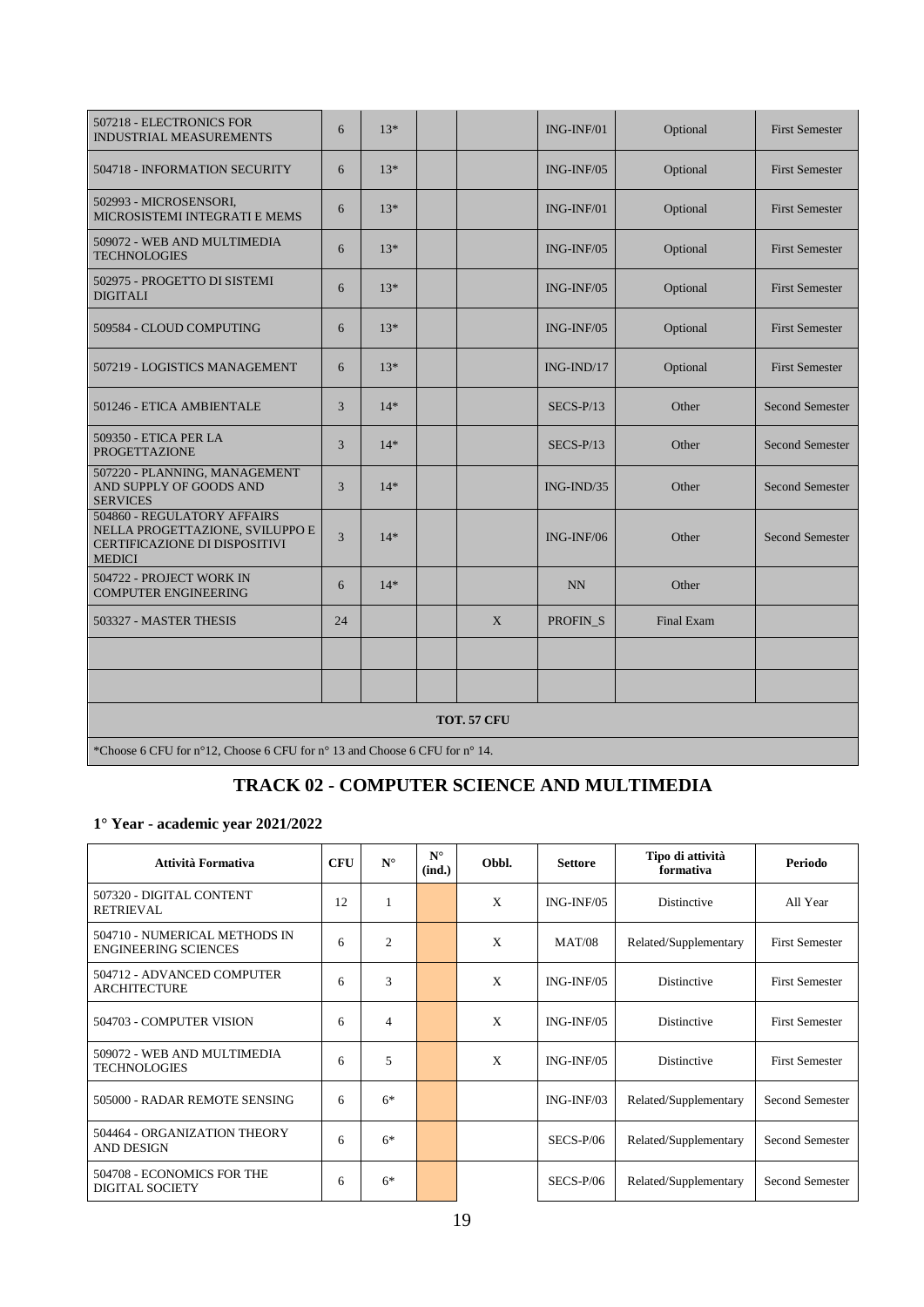| | | | | | | | |
|---|---|---|---|---|---|---|---|
| 507218 - ELECTRONICS FOR INDUSTRIAL MEASUREMENTS | 6 | 13* | | | ING-INF/01 | Optional | First Semester |
| 504718 - INFORMATION SECURITY | 6 | 13* | | | ING-INF/05 | Optional | First Semester |
| 502993 - MICROSENSORI, MICROSISTEMI INTEGRATI E MEMS | 6 | 13* | | | ING-INF/01 | Optional | First Semester |
| 509072 - WEB AND MULTIMEDIA TECHNOLOGIES | 6 | 13* | | | ING-INF/05 | Optional | First Semester |
| 502975 - PROGETTO DI SISTEMI DIGITALI | 6 | 13* | | | ING-INF/05 | Optional | First Semester |
| 509584 - CLOUD COMPUTING | 6 | 13* | | | ING-INF/05 | Optional | First Semester |
| 507219 - LOGISTICS MANAGEMENT | 6 | 13* | | | ING-IND/17 | Optional | First Semester |
| 501246 - ETICA AMBIENTALE | 3 | 14* | | | SECS-P/13 | Other | Second Semester |
| 509350 - ETICA PER LA PROGETTAZIONE | 3 | 14* | | | SECS-P/13 | Other | Second Semester |
| 507220 - PLANNING, MANAGEMENT AND SUPPLY OF GOODS AND SERVICES | 3 | 14* | | | ING-IND/35 | Other | Second Semester |
| 504860 - REGULATORY AFFAIRS NELLA PROGETTAZIONE, SVILUPPO E CERTIFICAZIONE DI DISPOSITIVI MEDICI | 3 | 14* | | | ING-INF/06 | Other | Second Semester |
| 504722 - PROJECT WORK IN COMPUTER ENGINEERING | 6 | 14* | | | NN | Other | |
| 503327 - MASTER THESIS | 24 | | | X | PROFIN_S | Final Exam | |
| | | | | | | | |
| | | | | | | | |
| **TOT. 57 CFU** | | | | | | | |

*Choose 6 CFU for n°12, Choose 6 CFU for n° 13 and Choose 6 CFU for n° 14.

## TRACK 02 - COMPUTER SCIENCE AND MULTIMEDIA

### 1° Year - academic year 2021/2022

| Attività Formativa | CFU | N° | N° (ind.) | Obbl. | Settore | Tipo di attività formativa | Periodo |
|---|---|---|---|---|---|---|---|
| 507320 - DIGITAL CONTENT RETRIEVAL | 12 | 1 | | X | ING-INF/05 | Distinctive | All Year |
| 504710 - NUMERICAL METHODS IN ENGINEERING SCIENCES | 6 | 2 | | X | MAT/08 | Related/Supplementary | First Semester |
| 504712 - ADVANCED COMPUTER ARCHITECTURE | 6 | 3 | | X | ING-INF/05 | Distinctive | First Semester |
| 504703 - COMPUTER VISION | 6 | 4 | | X | ING-INF/05 | Distinctive | First Semester |
| 509072 - WEB AND MULTIMEDIA TECHNOLOGIES | 6 | 5 | | X | ING-INF/05 | Distinctive | First Semester |
| 505000 - RADAR REMOTE SENSING | 6 | 6* | | | ING-INF/03 | Related/Supplementary | Second Semester |
| 504464 - ORGANIZATION THEORY AND DESIGN | 6 | 6* | | | SECS-P/06 | Related/Supplementary | Second Semester |
| 504708 - ECONOMICS FOR THE DIGITAL SOCIETY | 6 | 6* | | | SECS-P/06 | Related/Supplementary | Second Semester |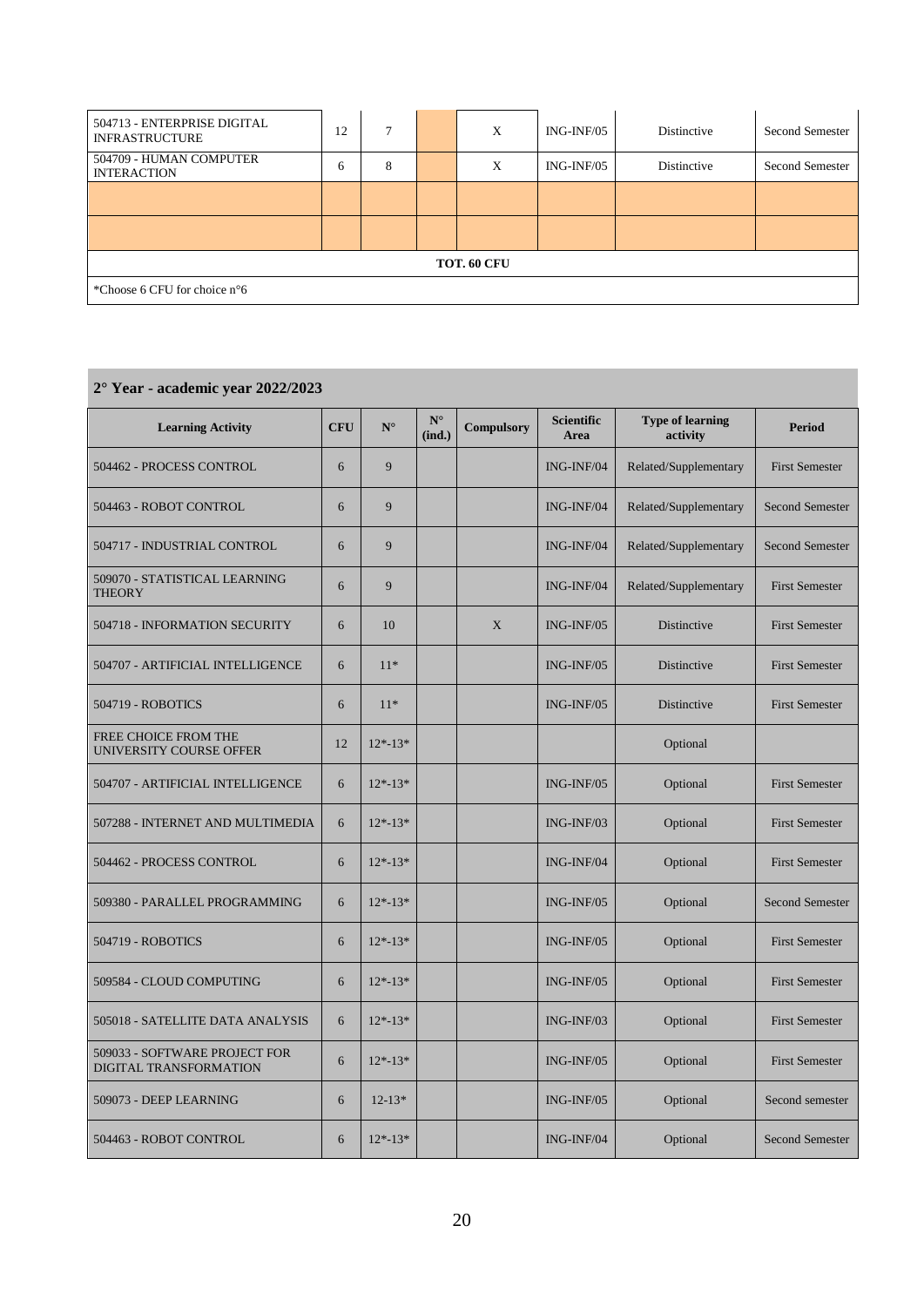| | | | | | | | |
|---|---|---|---|---|---|---|---|
| 504713 - ENTERPRISE DIGITAL INFRASTRUCTURE | 12 | 7 | | X | ING-INF/05 | Distinctive | Second Semester |
| 504709 - HUMAN COMPUTER INTERACTION | 6 | 8 | | X | ING-INF/05 | Distinctive | Second Semester |
| | | | | | | | |
| | | | | | | | |
| TOT. 60 CFU | | | | | | | |
| *Choose 6 CFU for choice n°6 | | | | | | | |

## 2° Year - academic year 2022/2023

| Learning Activity | CFU | N° | N° (ind.) | Compulsory | Scientific Area | Type of learning activity | Period |
|---|---|---|---|---|---|---|---|
| 504462 - PROCESS CONTROL | 6 | 9 | | | ING-INF/04 | Related/Supplementary | First Semester |
| 504463 - ROBOT CONTROL | 6 | 9 | | | ING-INF/04 | Related/Supplementary | Second Semester |
| 504717 - INDUSTRIAL CONTROL | 6 | 9 | | | ING-INF/04 | Related/Supplementary | Second Semester |
| 509070 - STATISTICAL LEARNING THEORY | 6 | 9 | | | ING-INF/04 | Related/Supplementary | First Semester |
| 504718 - INFORMATION SECURITY | 6 | 10 | | X | ING-INF/05 | Distinctive | First Semester |
| 504707 - ARTIFICIAL INTELLIGENCE | 6 | 11* | | | ING-INF/05 | Distinctive | First Semester |
| 504719 - ROBOTICS | 6 | 11* | | | ING-INF/05 | Distinctive | First Semester |
| FREE CHOICE FROM THE UNIVERSITY COURSE OFFER | 12 | 12*-13* | | | | Optional | |
| 504707 - ARTIFICIAL INTELLIGENCE | 6 | 12*-13* | | | ING-INF/05 | Optional | First Semester |
| 507288 - INTERNET AND MULTIMEDIA | 6 | 12*-13* | | | ING-INF/03 | Optional | First Semester |
| 504462 - PROCESS CONTROL | 6 | 12*-13* | | | ING-INF/04 | Optional | First Semester |
| 509380 - PARALLEL PROGRAMMING | 6 | 12*-13* | | | ING-INF/05 | Optional | Second Semester |
| 504719 - ROBOTICS | 6 | 12*-13* | | | ING-INF/05 | Optional | First Semester |
| 509584 - CLOUD COMPUTING | 6 | 12*-13* | | | ING-INF/05 | Optional | First Semester |
| 505018 - SATELLITE DATA ANALYSIS | 6 | 12*-13* | | | ING-INF/03 | Optional | First Semester |
| 509033 - SOFTWARE PROJECT FOR DIGITAL TRANSFORMATION | 6 | 12*-13* | | | ING-INF/05 | Optional | First Semester |
| 509073 - DEEP LEARNING | 6 | 12-13* | | | ING-INF/05 | Optional | Second semester |
| 504463 - ROBOT CONTROL | 6 | 12*-13* | | | ING-INF/04 | Optional | Second Semester |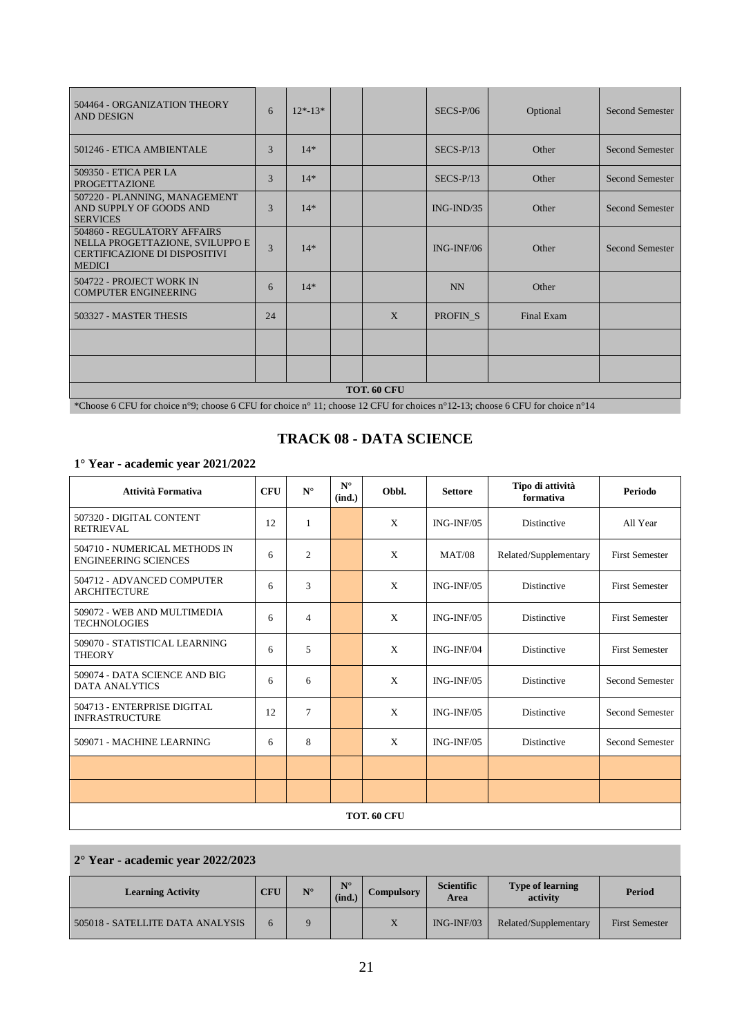| | | | | | | | |
|---|---|---|---|---|---|---|---|
| 504464 - ORGANIZATION THEORY AND DESIGN | 6 | 12*-13* | | | SECS-P/06 | Optional | Second Semester |
| 501246 - ETICA AMBIENTALE | 3 | 14* | | | SECS-P/13 | Other | Second Semester |
| 509350 - ETICA PER LA PROGETTAZIONE | 3 | 14* | | | SECS-P/13 | Other | Second Semester |
| 507220 - PLANNING, MANAGEMENT AND SUPPLY OF GOODS AND SERVICES | 3 | 14* | | | ING-IND/35 | Other | Second Semester |
| 504860 - REGULATORY AFFAIRS NELLA PROGETTAZIONE, SVILUPPO E CERTIFICAZIONE DI DISPOSITIVI MEDICI | 3 | 14* | | | ING-INF/06 | Other | Second Semester |
| 504722 - PROJECT WORK IN COMPUTER ENGINEERING | 6 | 14* | | | NN | Other | |
| 503327 - MASTER THESIS | 24 | | | X | PROFIN_S | Final Exam | |
| | | | | | | | |
| | | | | | | | |
| **TOT. 60 CFU** | | | | | | | |

*Choose 6 CFU for choice n°9; choose 6 CFU for choice n° 11; choose 12 CFU for choices n°12-13; choose 6 CFU for choice n°14

## TRACK 08 - DATA SCIENCE

### 1° Year - academic year 2021/2022

| Attività Formativa | CFU | N° | N° (ind.) | Obbl. | Settore | Tipo di attività formativa | Periodo |
|---|---|---|---|---|---|---|---|
| 507320 - DIGITAL CONTENT RETRIEVAL | 12 | 1 | | X | ING-INF/05 | Distinctive | All Year |
| 504710 - NUMERICAL METHODS IN ENGINEERING SCIENCES | 6 | 2 | | X | MAT/08 | Related/Supplementary | First Semester |
| 504712 - ADVANCED COMPUTER ARCHITECTURE | 6 | 3 | | X | ING-INF/05 | Distinctive | First Semester |
| 509072 - WEB AND MULTIMEDIA TECHNOLOGIES | 6 | 4 | | X | ING-INF/05 | Distinctive | First Semester |
| 509070 - STATISTICAL LEARNING THEORY | 6 | 5 | | X | ING-INF/04 | Distinctive | First Semester |
| 509074 - DATA SCIENCE AND BIG DATA ANALYTICS | 6 | 6 | | X | ING-INF/05 | Distinctive | Second Semester |
| 504713 - ENTERPRISE DIGITAL INFRASTRUCTURE | 12 | 7 | | X | ING-INF/05 | Distinctive | Second Semester |
| 509071 - MACHINE LEARNING | 6 | 8 | | X | ING-INF/05 | Distinctive | Second Semester |
| | | | | | | | |
| | | | | | | | |
| **TOT. 60 CFU** | | | | | | | |

### 2° Year - academic year 2022/2023

| Learning Activity | CFU | N° | N° (ind.) | Compulsory | Scientific Area | Type of learning activity | Period |
|---|---|---|---|---|---|---|---|
| 505018 - SATELLITE DATA ANALYSIS | 6 | 9 | | X | ING-INF/03 | Related/Supplementary | First Semester |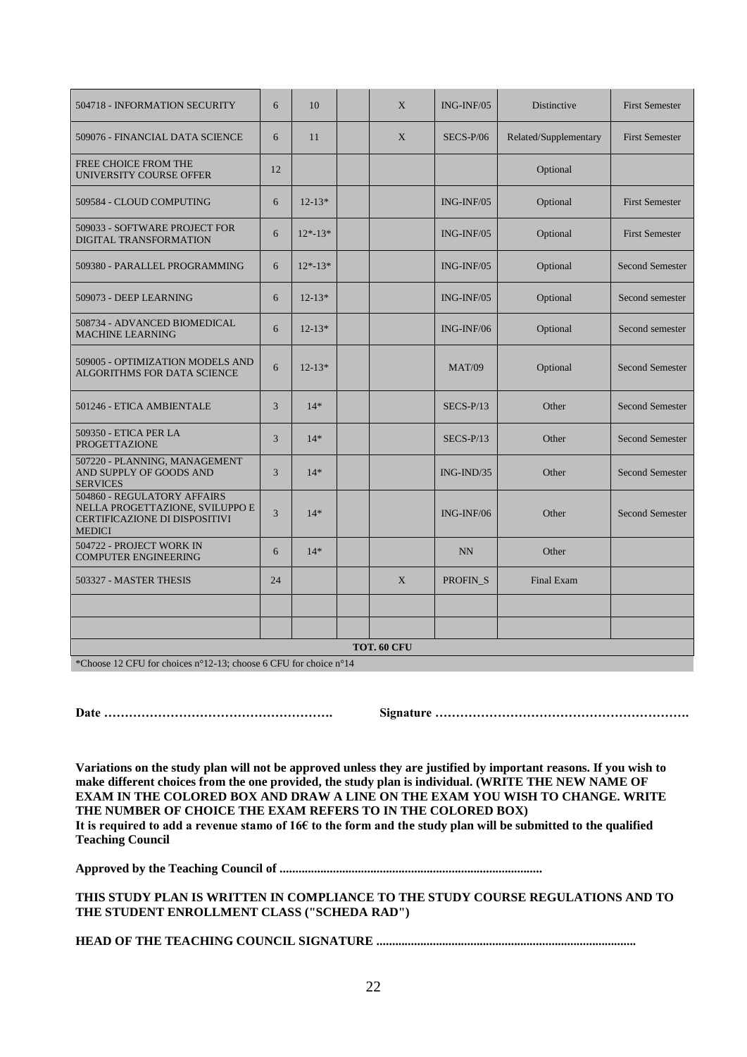| | | | | | | | |
|---|---|---|---|---|---|---|---|
| 504718 - INFORMATION SECURITY | 6 | 10 | | X | ING-INF/05 | Distinctive | First Semester |
| 509076 - FINANCIAL DATA SCIENCE | 6 | 11 | | X | SECS-P/06 | Related/Supplementary | First Semester |
| FREE CHOICE FROM THE UNIVERSITY COURSE OFFER | 12 | | | | | Optional | |
| 509584 - CLOUD COMPUTING | 6 | 12-13* | | | ING-INF/05 | Optional | First Semester |
| 509033 - SOFTWARE PROJECT FOR DIGITAL TRANSFORMATION | 6 | 12*-13* | | | ING-INF/05 | Optional | First Semester |
| 509380 - PARALLEL PROGRAMMING | 6 | 12*-13* | | | ING-INF/05 | Optional | Second Semester |
| 509073 - DEEP LEARNING | 6 | 12-13* | | | ING-INF/05 | Optional | Second semester |
| 508734 - ADVANCED BIOMEDICAL MACHINE LEARNING | 6 | 12-13* | | | ING-INF/06 | Optional | Second semester |
| 509005 - OPTIMIZATION MODELS AND ALGORITHMS FOR DATA SCIENCE | 6 | 12-13* | | | MAT/09 | Optional | Second Semester |
| 501246 - ETICA AMBIENTALE | 3 | 14* | | | SECS-P/13 | Other | Second Semester |
| 509350 - ETICA PER LA PROGETTAZIONE | 3 | 14* | | | SECS-P/13 | Other | Second Semester |
| 507220 - PLANNING, MANAGEMENT AND SUPPLY OF GOODS AND SERVICES | 3 | 14* | | | ING-IND/35 | Other | Second Semester |
| 504860 - REGULATORY AFFAIRS NELLA PROGETTAZIONE, SVILUPPO E CERTIFICAZIONE DI DISPOSITIVI MEDICI | 3 | 14* | | | ING-INF/06 | Other | Second Semester |
| 504722 - PROJECT WORK IN COMPUTER ENGINEERING | 6 | 14* | | | NN | Other | |
| 503327 - MASTER THESIS | 24 | | | X | PROFIN_S | Final Exam | |
| | | | | | | | |
| | | | | | | | |
| **TOT. 60 CFU** | | | | | | | |

*Choose 12 CFU for choices n°12-13; choose 6 CFU for choice n°14

**Date ……………………………………………….** **Signature …………………………………………………….**

**Variations on the study plan will not be approved unless they are justified by important reasons. If you wish to make different choices from the one provided, the study plan is individual. (WRITE THE NEW NAME OF EXAM IN THE COLORED BOX AND DRAW A LINE ON THE EXAM YOU WISH TO CHANGE. WRITE THE NUMBER OF CHOICE THE EXAM REFERS TO IN THE COLORED BOX)**
**It is required to add a revenue stamo of 16€ to the form and the study plan will be submitted to the qualified Teaching Council**

**Approved by the Teaching Council of ...................................................................................**

**THIS STUDY PLAN IS WRITTEN IN COMPLIANCE TO THE STUDY COURSE REGULATIONS AND TO THE STUDENT ENROLLMENT CLASS ("SCHEDA RAD")**

**HEAD OF THE TEACHING COUNCIL SIGNATURE .................................................................................**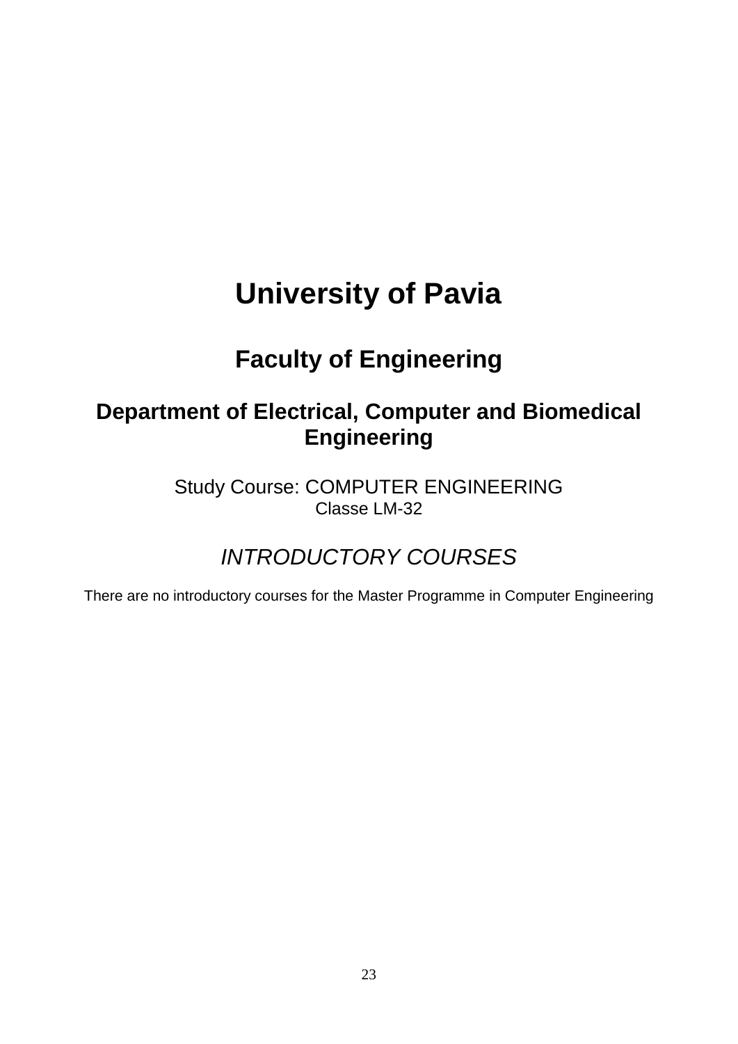# University of Pavia

## Faculty of Engineering

### Department of Electrical, Computer and Biomedical Engineering

Study Course: COMPUTER ENGINEERING
Classe LM-32

*INTRODUCTORY COURSES*

There are no introductory courses for the Master Programme in Computer Engineering